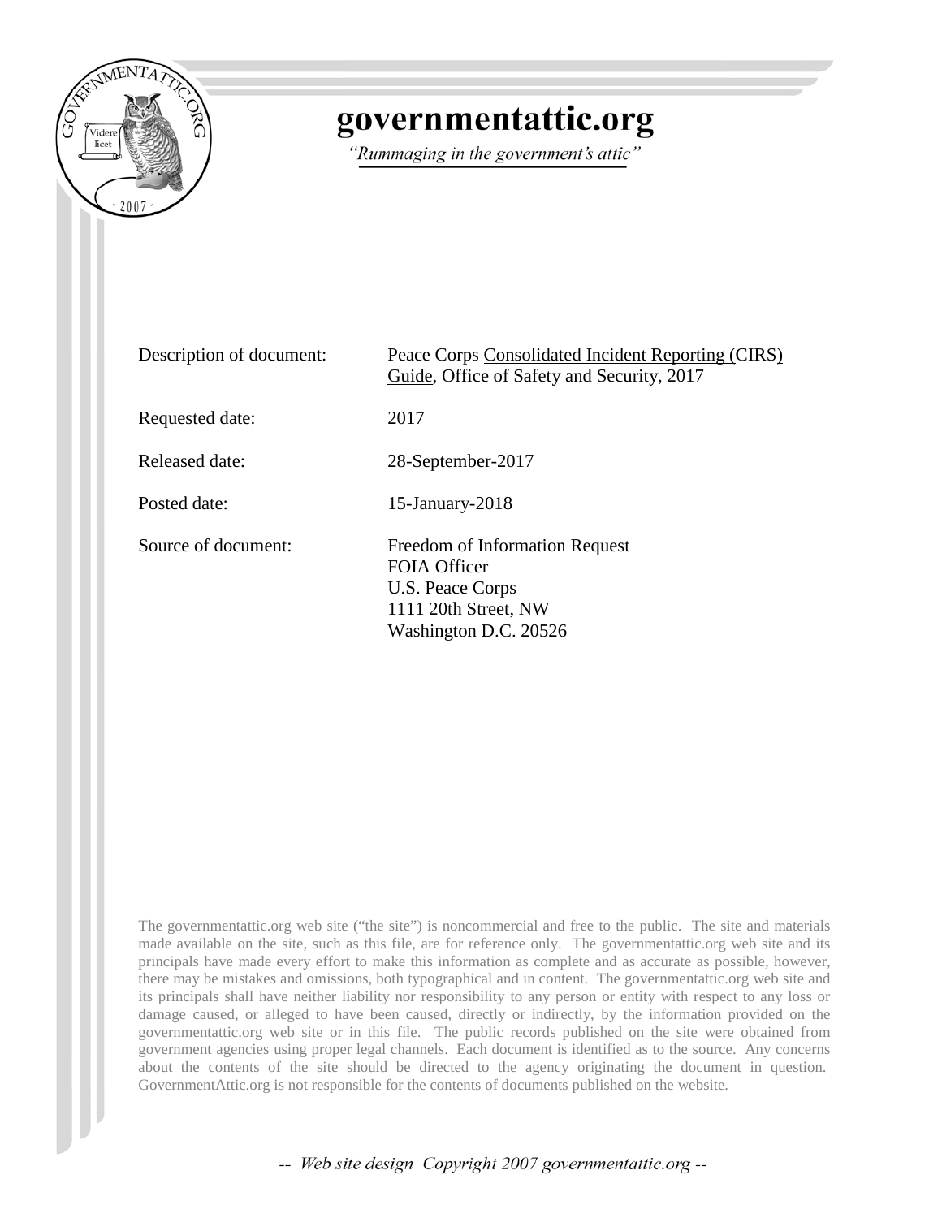# governmentattic.org

*"Rummaging in the government's attic"*

| | |
|---|---|
| Description of document: | Peace Corps Consolidated Incident Reporting (CIRS) Guide, Office of Safety and Security, 2017 |
| Requested date: | 2017 |
| Released date: | 28-September-2017 |
| Posted date: | 15-January-2018 |
| Source of document: | Freedom of Information Request<br>FOIA Officer<br>U.S. Peace Corps<br>1111 20th Street, NW<br>Washington D.C. 20526 |

The governmentattic.org web site ("the site") is noncommercial and free to the public. The site and materials made available on the site, such as this file, are for reference only. The governmentattic.org web site and its principals have made every effort to make this information as complete and as accurate as possible, however, there may be mistakes and omissions, both typographical and in content. The governmentattic.org web site and its principals shall have neither liability nor responsibility to any person or entity with respect to any loss or damage caused, or alleged to have been caused, directly or indirectly, by the information provided on the governmentattic.org web site or in this file. The public records published on the site were obtained from government agencies using proper legal channels. Each document is identified as to the source. Any concerns about the contents of the site should be directed to the agency originating the document in question. GovernmentAttic.org is not responsible for the contents of documents published on the website.

-- Web site design Copyright 2007 governmentattic.org --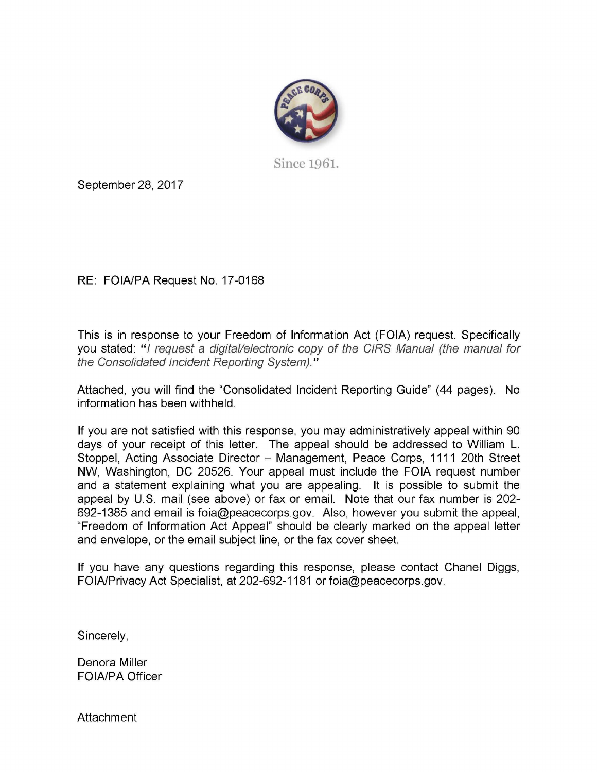Since 1961.

September 28, 2017

RE: FOIA/PA Request No. 17-0168

This is in response to your Freedom of Information Act (FOIA) request. Specifically you stated: **"***I request a digital/electronic copy of the CIRS Manual (the manual for the Consolidated Incident Reporting System).***"**

Attached, you will find the "Consolidated Incident Reporting Guide" (44 pages). No information has been withheld.

If you are not satisfied with this response, you may administratively appeal within 90 days of your receipt of this letter. The appeal should be addressed to William L. Stoppel, Acting Associate Director – Management, Peace Corps, 1111 20th Street NW, Washington, DC 20526. Your appeal must include the FOIA request number and a statement explaining what you are appealing. It is possible to submit the appeal by U.S. mail (see above) or fax or email. Note that our fax number is 202-692-1385 and email is foia@peacecorps.gov. Also, however you submit the appeal, "Freedom of Information Act Appeal" should be clearly marked on the appeal letter and envelope, or the email subject line, or the fax cover sheet.

If you have any questions regarding this response, please contact Chanel Diggs, FOIA/Privacy Act Specialist, at 202-692-1181 or foia@peacecorps.gov.

Sincerely,

Denora Miller  
FOIA/PA Officer

Attachment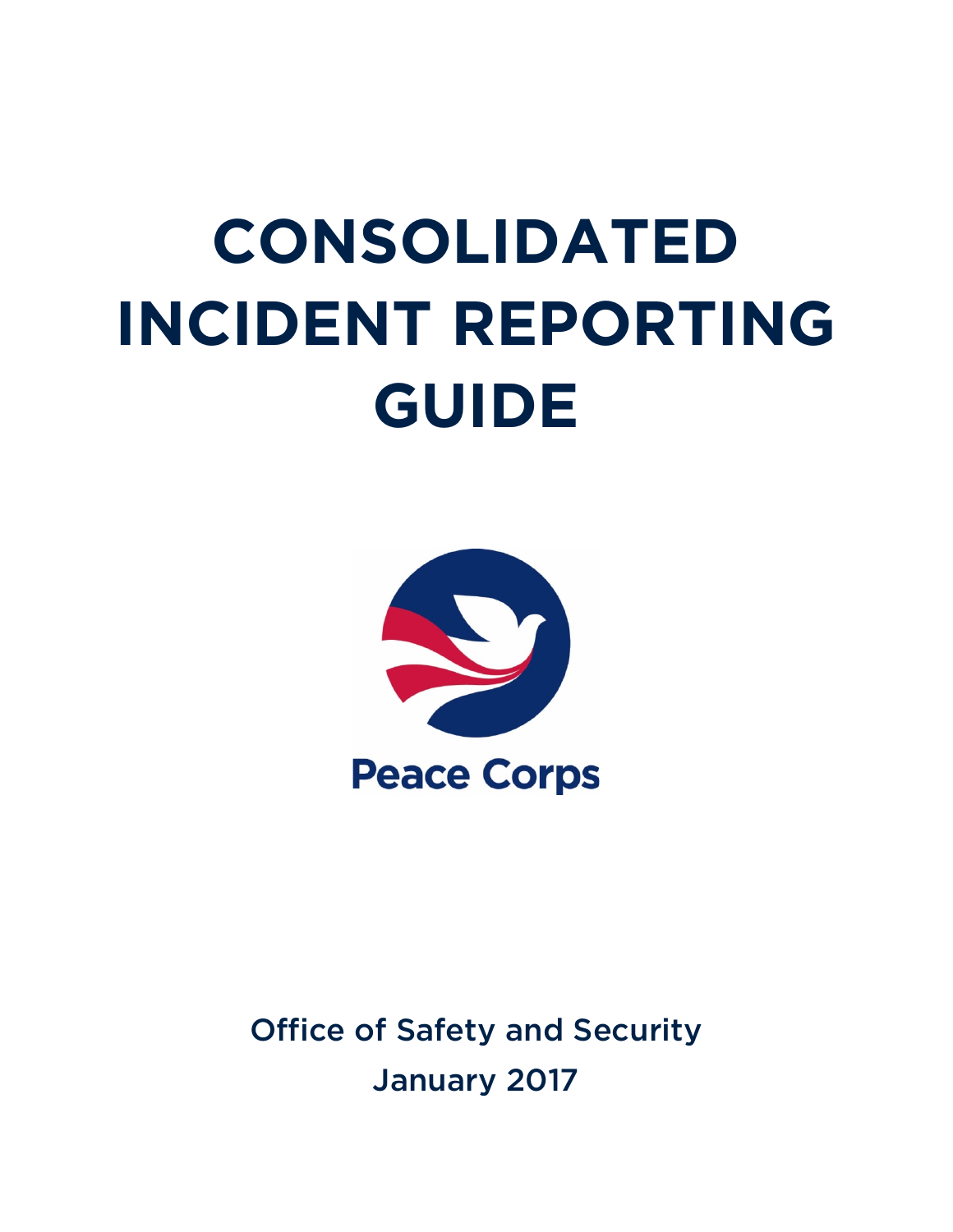# CONSOLIDATED INCIDENT REPORTING GUIDE

Peace Corps

Office of Safety and Security

January 2017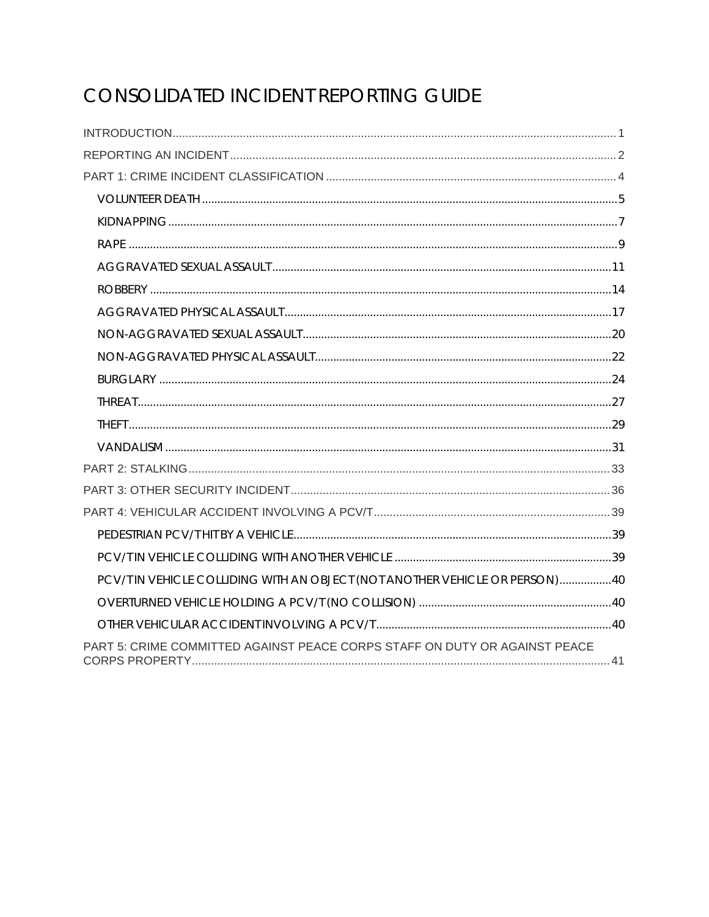# CONSOLIDATED INCIDENT REPORTING GUIDE

- INTRODUCTION ........ 1
- REPORTING AN INCIDENT ........ 2
- PART 1: CRIME INCIDENT CLASSIFICATION ........ 4
  - VOLUNTEER DEATH ........ 5
  - KIDNAPPING ........ 7
  - RAPE ........ 9
  - AGGRAVATED SEXUAL ASSAULT ........ 11
  - ROBBERY ........ 14
  - AGGRAVATED PHYSICAL ASSAULT ........ 17
  - NON-AGGRAVATED SEXUAL ASSAULT ........ 20
  - NON-AGGRAVATED PHYSICAL ASSAULT ........ 22
  - BURGLARY ........ 24
  - THREAT ........ 27
  - THEFT ........ 29
  - VANDALISM ........ 31
- PART 2: STALKING ........ 33
- PART 3: OTHER SECURITY INCIDENT ........ 36
- PART 4: VEHICULAR ACCIDENT INVOLVING A PCV/T ........ 39
  - PEDESTRIAN PCV/T HIT BY A VEHICLE ........ 39
  - PCV/T IN VEHICLE COLLIDING WITH ANOTHER VEHICLE ........ 39
  - PCV/T IN VEHICLE COLLIDING WITH AN OBJECT (NOT ANOTHER VEHICLE OR PERSON) ........ 40
  - OVERTURNED VEHICLE HOLDING A PCV/T (NO COLLISION) ........ 40
  - OTHER VEHICULAR ACCIDENT INVOLVING A PCV/T ........ 40
- PART 5: CRIME COMMITTED AGAINST PEACE CORPS STAFF ON DUTY OR AGAINST PEACE CORPS PROPERTY ........ 41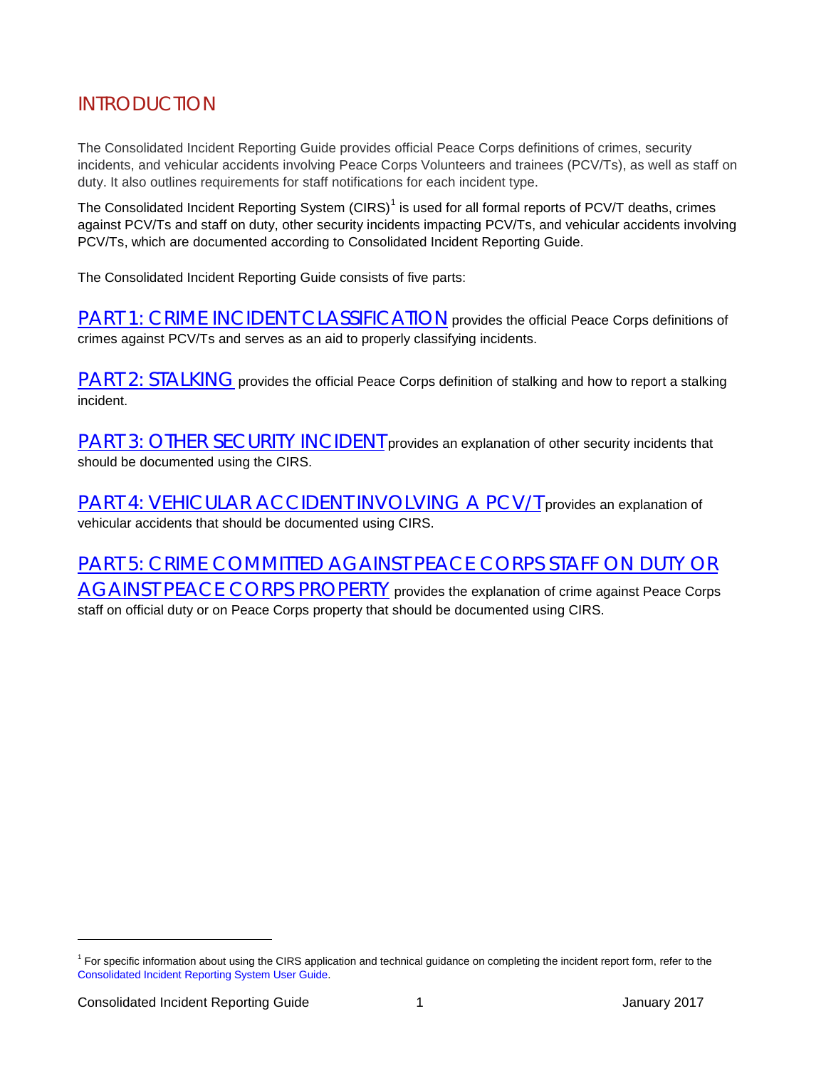# INTRODUCTION

The Consolidated Incident Reporting Guide provides official Peace Corps definitions of crimes, security incidents, and vehicular accidents involving Peace Corps Volunteers and trainees (PCV/Ts), as well as staff on duty. It also outlines requirements for staff notifications for each incident type.

The Consolidated Incident Reporting System (CIRS)[1] is used for all formal reports of PCV/T deaths, crimes against PCV/Ts and staff on duty, other security incidents impacting PCV/Ts, and vehicular accidents involving PCV/Ts, which are documented according to Consolidated Incident Reporting Guide.

The Consolidated Incident Reporting Guide consists of five parts:

PART 1: CRIME INCIDENT CLASSIFICATION provides the official Peace Corps definitions of crimes against PCV/Ts and serves as an aid to properly classifying incidents.

PART 2: STALKING provides the official Peace Corps definition of stalking and how to report a stalking incident.

PART 3: OTHER SECURITY INCIDENT provides an explanation of other security incidents that should be documented using the CIRS.

PART 4: VEHICULAR ACCIDENT INVOLVING A PCV/T provides an explanation of vehicular accidents that should be documented using CIRS.

PART 5: CRIME COMMITTED AGAINST PEACE CORPS STAFF ON DUTY OR AGAINST PEACE CORPS PROPERTY provides the explanation of crime against Peace Corps staff on official duty or on Peace Corps property that should be documented using CIRS.

[1] For specific information about using the CIRS application and technical guidance on completing the incident report form, refer to the Consolidated Incident Reporting System User Guide.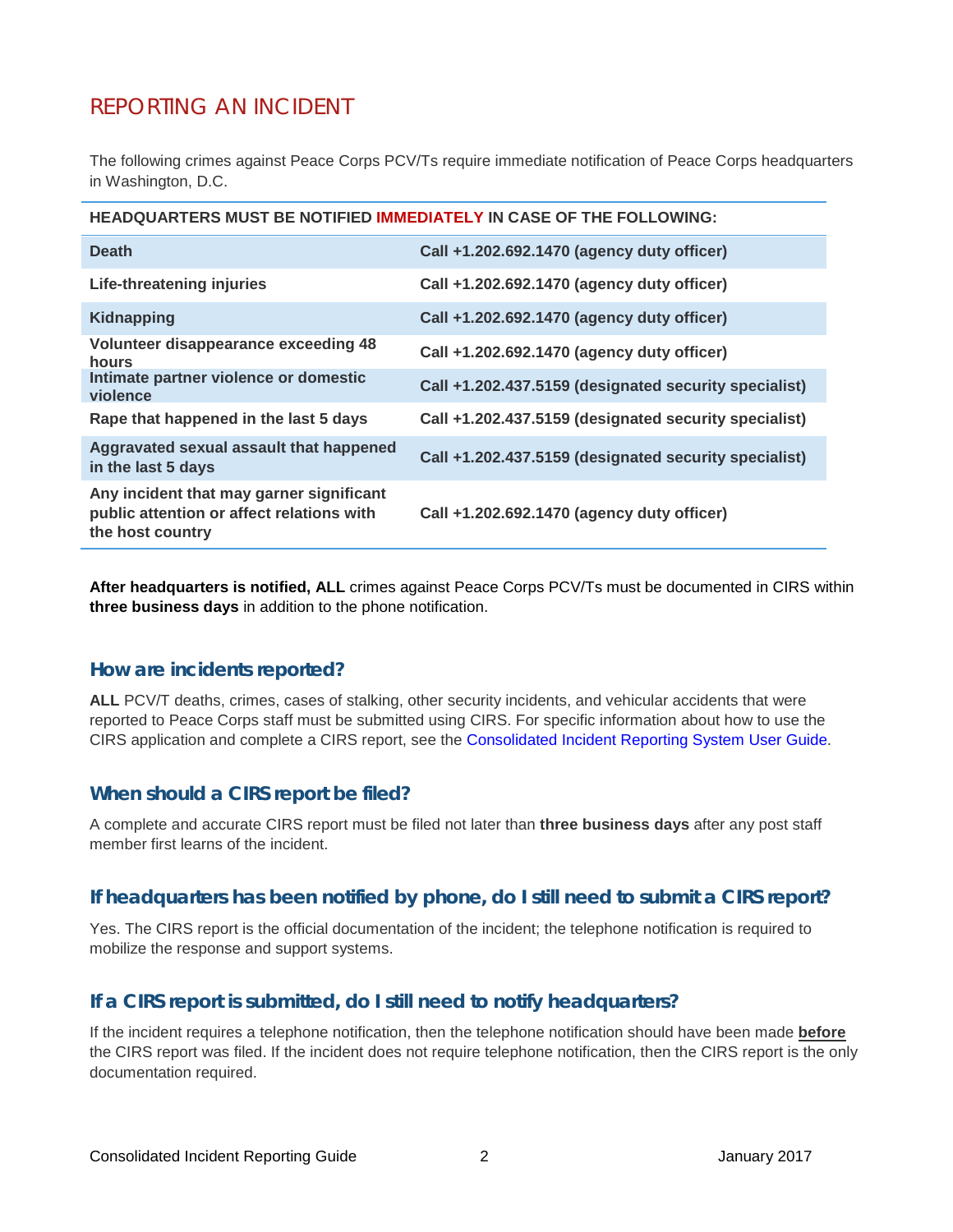## REPORTING AN INCIDENT

The following crimes against Peace Corps PCV/Ts require immediate notification of Peace Corps headquarters in Washington, D.C.

| HEADQUARTERS MUST BE NOTIFIED IMMEDIATELY IN CASE OF THE FOLLOWING: | |
|---|---|
| **Death** | **Call +1.202.692.1470 (agency duty officer)** |
| **Life-threatening injuries** | **Call +1.202.692.1470 (agency duty officer)** |
| **Kidnapping** | **Call +1.202.692.1470 (agency duty officer)** |
| **Volunteer disappearance exceeding 48 hours** | **Call +1.202.692.1470 (agency duty officer)** |
| **Intimate partner violence or domestic violence** | **Call +1.202.437.5159 (designated security specialist)** |
| **Rape that happened in the last 5 days** | **Call +1.202.437.5159 (designated security specialist)** |
| **Aggravated sexual assault that happened in the last 5 days** | **Call +1.202.437.5159 (designated security specialist)** |
| **Any incident that may garner significant public attention or affect relations with the host country** | **Call +1.202.692.1470 (agency duty officer)** |

**After headquarters is notified, ALL** crimes against Peace Corps PCV/Ts must be documented in CIRS within **three business days** in addition to the phone notification.

### How are incidents reported?

**ALL** PCV/T deaths, crimes, cases of stalking, other security incidents, and vehicular accidents that were reported to Peace Corps staff must be submitted using CIRS. For specific information about how to use the CIRS application and complete a CIRS report, see the Consolidated Incident Reporting System User Guide.

### When should a CIRS report be filed?

A complete and accurate CIRS report must be filed not later than **three business days** after any post staff member first learns of the incident.

### If headquarters has been notified by phone, do I still need to submit a CIRS report?

Yes. The CIRS report is the official documentation of the incident; the telephone notification is required to mobilize the response and support systems.

### If a CIRS report is submitted, do I still need to notify headquarters?

If the incident requires a telephone notification, then the telephone notification should have been made **before** the CIRS report was filed. If the incident does not require telephone notification, then the CIRS report is the only documentation required.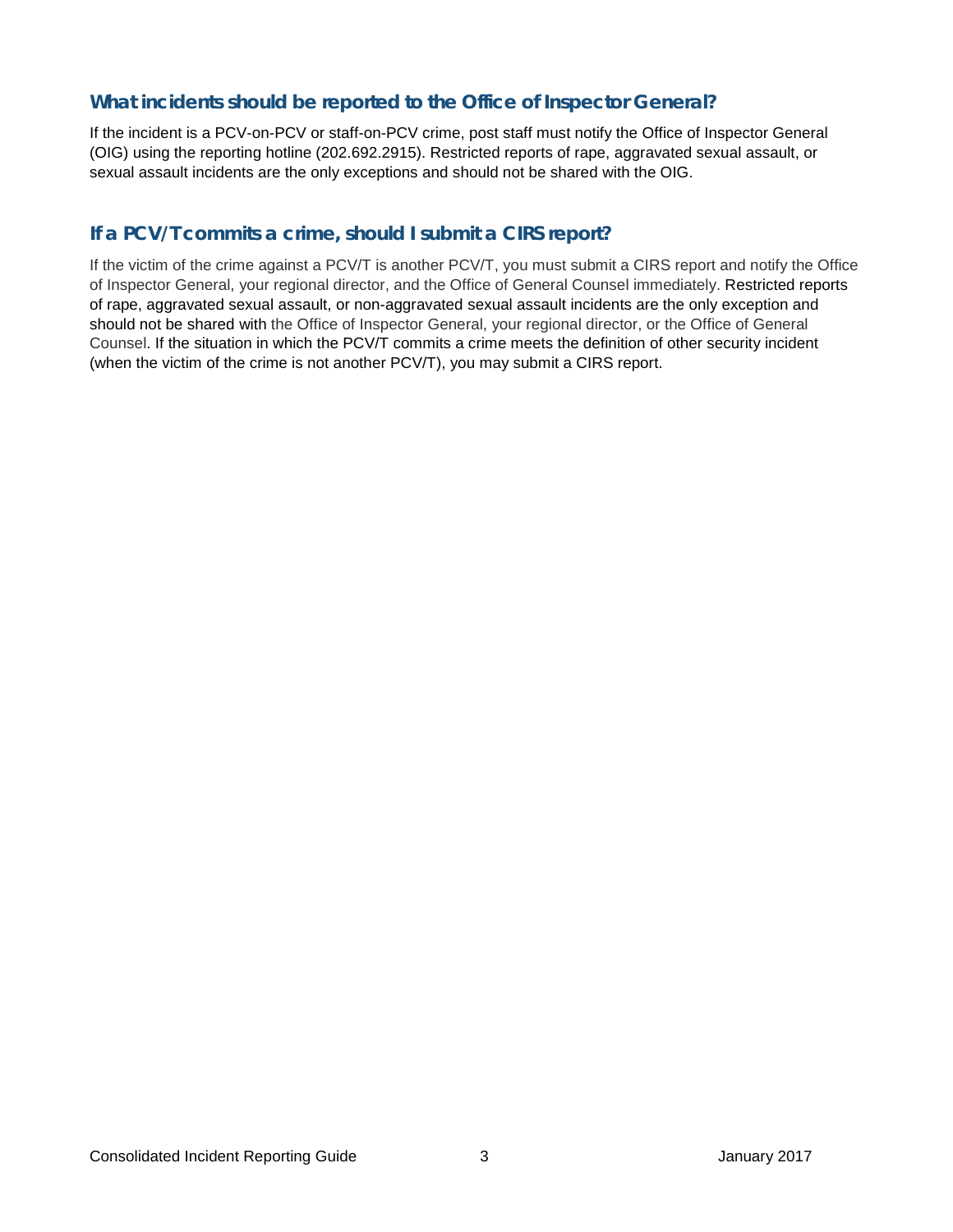## What incidents should be reported to the Office of Inspector General?

If the incident is a PCV-on-PCV or staff-on-PCV crime, post staff must notify the Office of Inspector General (OIG) using the reporting hotline (202.692.2915). Restricted reports of rape, aggravated sexual assault, or sexual assault incidents are the only exceptions and should not be shared with the OIG.

## If a PCV/T commits a crime, should I submit a CIRS report?

If the victim of the crime against a PCV/T is another PCV/T, you must submit a CIRS report and notify the Office of Inspector General, your regional director, and the Office of General Counsel immediately. Restricted reports of rape, aggravated sexual assault, or non-aggravated sexual assault incidents are the only exception and should not be shared with the Office of Inspector General, your regional director, or the Office of General Counsel. If the situation in which the PCV/T commits a crime meets the definition of other security incident (when the victim of the crime is not another PCV/T), you may submit a CIRS report.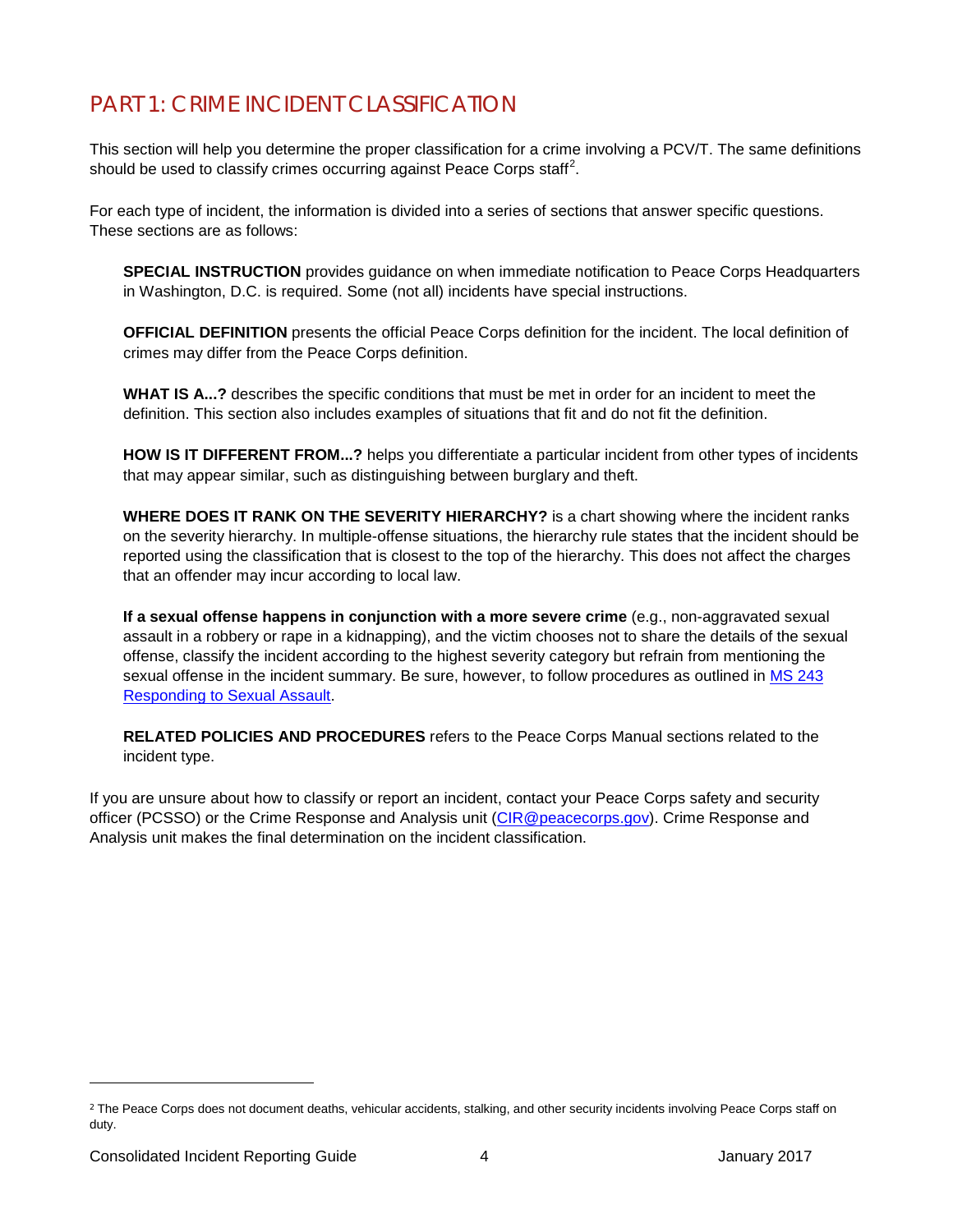# PART 1: CRIME INCIDENT CLASSIFICATION

This section will help you determine the proper classification for a crime involving a PCV/T. The same definitions should be used to classify crimes occurring against Peace Corps staff[2].

For each type of incident, the information is divided into a series of sections that answer specific questions. These sections are as follows:

**SPECIAL INSTRUCTION** provides guidance on when immediate notification to Peace Corps Headquarters in Washington, D.C. is required. Some (not all) incidents have special instructions.

**OFFICIAL DEFINITION** presents the official Peace Corps definition for the incident. The local definition of crimes may differ from the Peace Corps definition.

**WHAT IS A...?** describes the specific conditions that must be met in order for an incident to meet the definition. This section also includes examples of situations that fit and do not fit the definition.

**HOW IS IT DIFFERENT FROM...?** helps you differentiate a particular incident from other types of incidents that may appear similar, such as distinguishing between burglary and theft.

**WHERE DOES IT RANK ON THE SEVERITY HIERARCHY?** is a chart showing where the incident ranks on the severity hierarchy. In multiple-offense situations, the hierarchy rule states that the incident should be reported using the classification that is closest to the top of the hierarchy. This does not affect the charges that an offender may incur according to local law.

**If a sexual offense happens in conjunction with a more severe crime** (e.g., non-aggravated sexual assault in a robbery or rape in a kidnapping), and the victim chooses not to share the details of the sexual offense, classify the incident according to the highest severity category but refrain from mentioning the sexual offense in the incident summary. Be sure, however, to follow procedures as outlined in MS 243 Responding to Sexual Assault.

**RELATED POLICIES AND PROCEDURES** refers to the Peace Corps Manual sections related to the incident type.

If you are unsure about how to classify or report an incident, contact your Peace Corps safety and security officer (PCSSO) or the Crime Response and Analysis unit (CIR@peacecorps.gov). Crime Response and Analysis unit makes the final determination on the incident classification.

---

[2] The Peace Corps does not document deaths, vehicular accidents, stalking, and other security incidents involving Peace Corps staff on duty.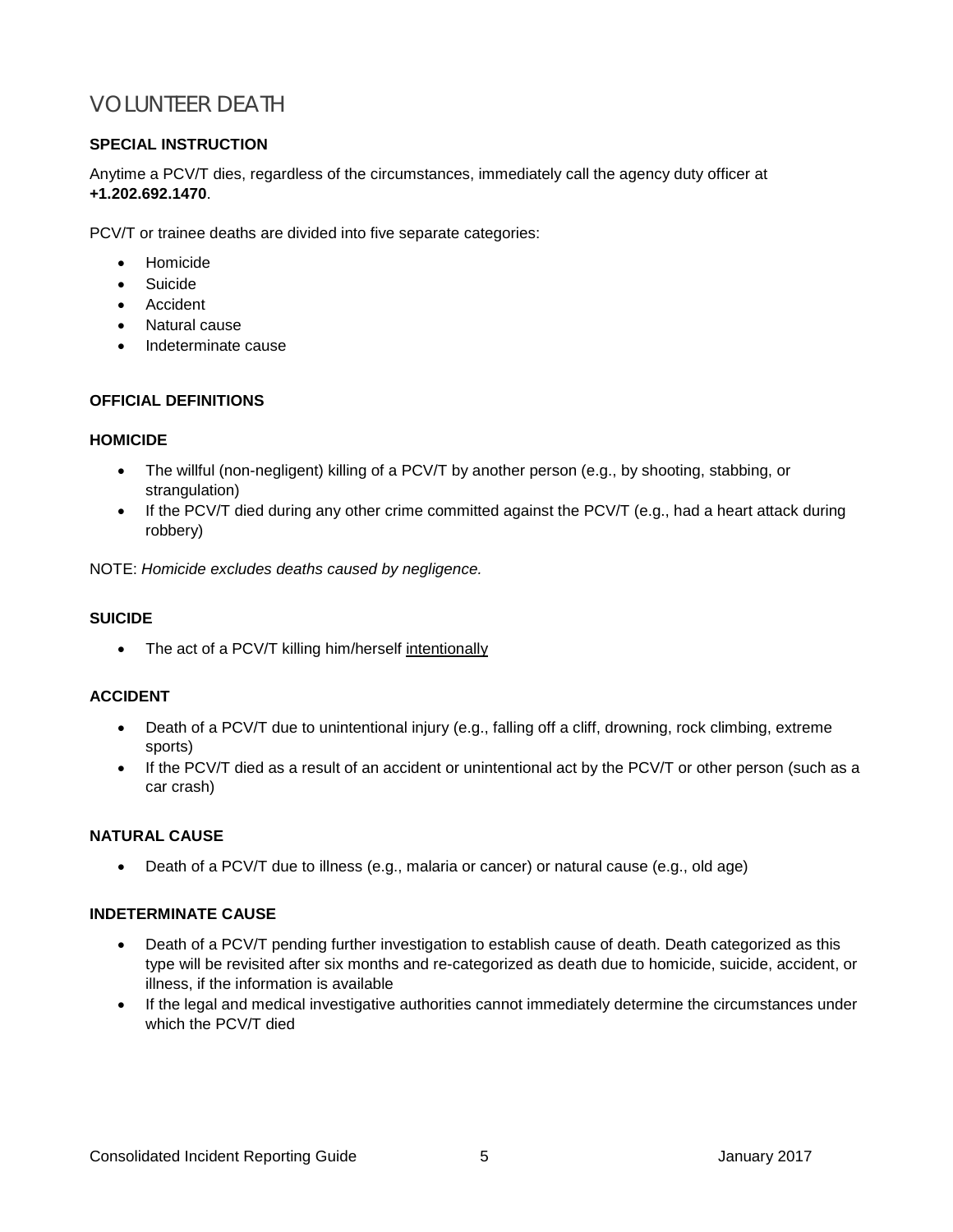# VOLUNTEER DEATH

**SPECIAL INSTRUCTION**

Anytime a PCV/T dies, regardless of the circumstances, immediately call the agency duty officer at **+1.202.692.1470**.

PCV/T or trainee deaths are divided into five separate categories:

- Homicide
- Suicide
- Accident
- Natural cause
- Indeterminate cause

**OFFICIAL DEFINITIONS**

**HOMICIDE**

- The willful (non-negligent) killing of a PCV/T by another person (e.g., by shooting, stabbing, or strangulation)
- If the PCV/T died during any other crime committed against the PCV/T (e.g., had a heart attack during robbery)

NOTE: *Homicide excludes deaths caused by negligence.*

**SUICIDE**

- The act of a PCV/T killing him/herself <u>intentionally</u>

**ACCIDENT**

- Death of a PCV/T due to unintentional injury (e.g., falling off a cliff, drowning, rock climbing, extreme sports)
- If the PCV/T died as a result of an accident or unintentional act by the PCV/T or other person (such as a car crash)

**NATURAL CAUSE**

- Death of a PCV/T due to illness (e.g., malaria or cancer) or natural cause (e.g., old age)

**INDETERMINATE CAUSE**

- Death of a PCV/T pending further investigation to establish cause of death. Death categorized as this type will be revisited after six months and re-categorized as death due to homicide, suicide, accident, or illness, if the information is available
- If the legal and medical investigative authorities cannot immediately determine the circumstances under which the PCV/T died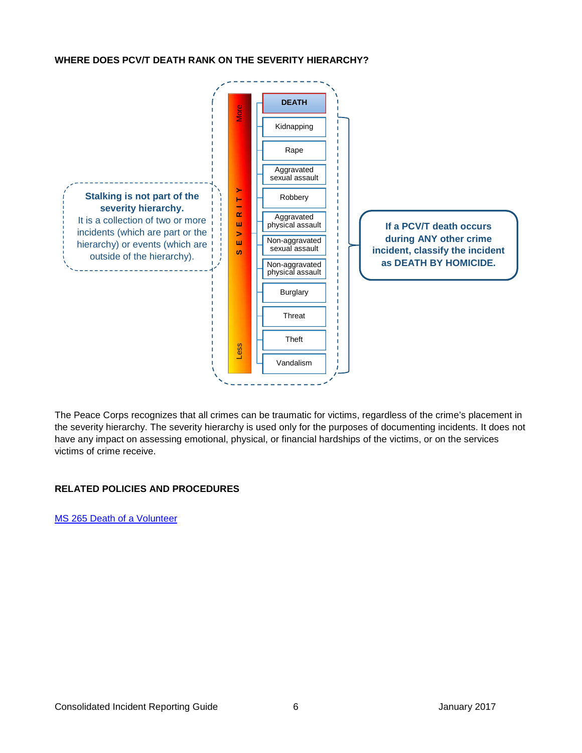**WHERE DOES PCV/T DEATH RANK ON THE SEVERITY HIERARCHY?**

**Stalking is not part of the severity hierarchy.** It is a collection of two or more incidents (which are part or the hierarchy) or events (which are outside of the hierarchy).

SEVERITY (More → Less)

- **DEATH**
- Kidnapping
- Rape
- Aggravated sexual assault
- Robbery
- Aggravated physical assault
- Non-aggravated sexual assault
- Non-aggravated physical assault
- Burglary
- Threat
- Theft
- Vandalism

**If a PCV/T death occurs during ANY other crime incident, classify the incident as DEATH BY HOMICIDE.**

The Peace Corps recognizes that all crimes can be traumatic for victims, regardless of the crime's placement in the severity hierarchy. The severity hierarchy is used only for the purposes of documenting incidents. It does not have any impact on assessing emotional, physical, or financial hardships of the victims, or on the services victims of crime receive.

**RELATED POLICIES AND PROCEDURES**

[MS 265 Death of a Volunteer]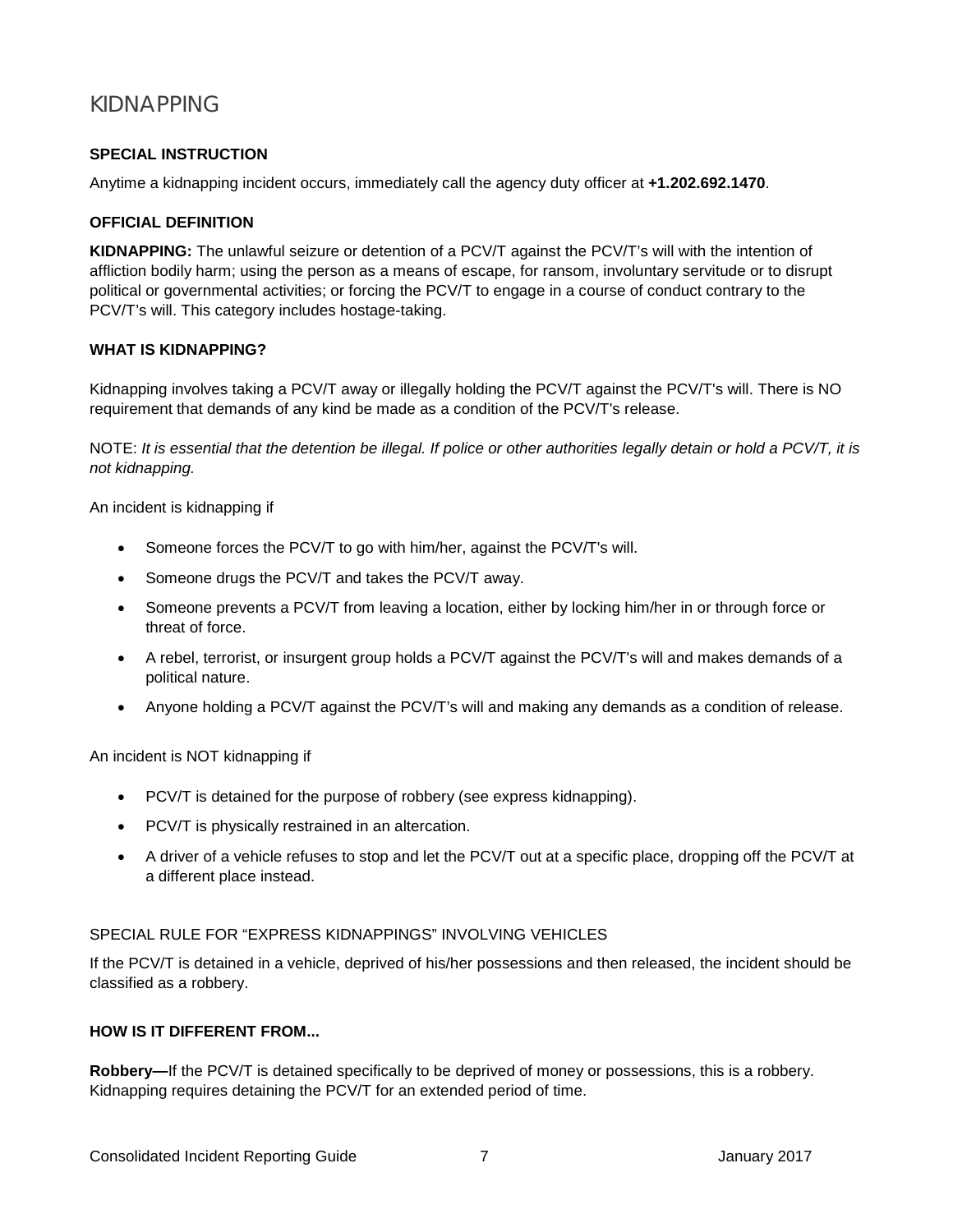# KIDNAPPING

**SPECIAL INSTRUCTION**

Anytime a kidnapping incident occurs, immediately call the agency duty officer at **+1.202.692.1470**.

**OFFICIAL DEFINITION**

**KIDNAPPING:** The unlawful seizure or detention of a PCV/T against the PCV/T's will with the intention of affliction bodily harm; using the person as a means of escape, for ransom, involuntary servitude or to disrupt political or governmental activities; or forcing the PCV/T to engage in a course of conduct contrary to the PCV/T's will. This category includes hostage-taking.

**WHAT IS KIDNAPPING?**

Kidnapping involves taking a PCV/T away or illegally holding the PCV/T against the PCV/T's will. There is NO requirement that demands of any kind be made as a condition of the PCV/T's release.

NOTE: *It is essential that the detention be illegal. If police or other authorities legally detain or hold a PCV/T, it is not kidnapping.*

An incident is kidnapping if

- Someone forces the PCV/T to go with him/her, against the PCV/T's will.
- Someone drugs the PCV/T and takes the PCV/T away.
- Someone prevents a PCV/T from leaving a location, either by locking him/her in or through force or threat of force.
- A rebel, terrorist, or insurgent group holds a PCV/T against the PCV/T's will and makes demands of a political nature.
- Anyone holding a PCV/T against the PCV/T's will and making any demands as a condition of release.

An incident is NOT kidnapping if

- PCV/T is detained for the purpose of robbery (see express kidnapping).
- PCV/T is physically restrained in an altercation.
- A driver of a vehicle refuses to stop and let the PCV/T out at a specific place, dropping off the PCV/T at a different place instead.

SPECIAL RULE FOR "EXPRESS KIDNAPPINGS" INVOLVING VEHICLES

If the PCV/T is detained in a vehicle, deprived of his/her possessions and then released, the incident should be classified as a robbery.

**HOW IS IT DIFFERENT FROM...**

**Robbery—**If the PCV/T is detained specifically to be deprived of money or possessions, this is a robbery. Kidnapping requires detaining the PCV/T for an extended period of time.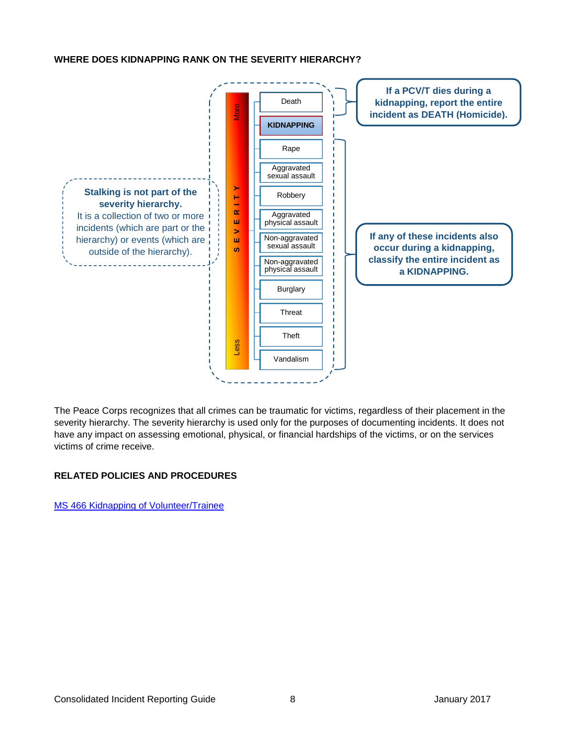**WHERE DOES KIDNAPPING RANK ON THE SEVERITY HIERARCHY?**

SEVERITY (More → Less)

- Death
- **KIDNAPPING**
- Rape
- Aggravated sexual assault
- Robbery
- Aggravated physical assault
- Non-aggravated sexual assault
- Non-aggravated physical assault
- Burglary
- Threat
- Theft
- Vandalism

**If a PCV/T dies during a kidnapping, report the entire incident as DEATH (Homicide).**

**If any of these incidents also occur during a kidnapping, classify the entire incident as a KIDNAPPING.**

**Stalking is not part of the severity hierarchy.** It is a collection of two or more incidents (which are part or the hierarchy) or events (which are outside of the hierarchy).

The Peace Corps recognizes that all crimes can be traumatic for victims, regardless of their placement in the severity hierarchy. The severity hierarchy is used only for the purposes of documenting incidents. It does not have any impact on assessing emotional, physical, or financial hardships of the victims, or on the services victims of crime receive.

**RELATED POLICIES AND PROCEDURES**

[MS 466 Kidnapping of Volunteer/Trainee]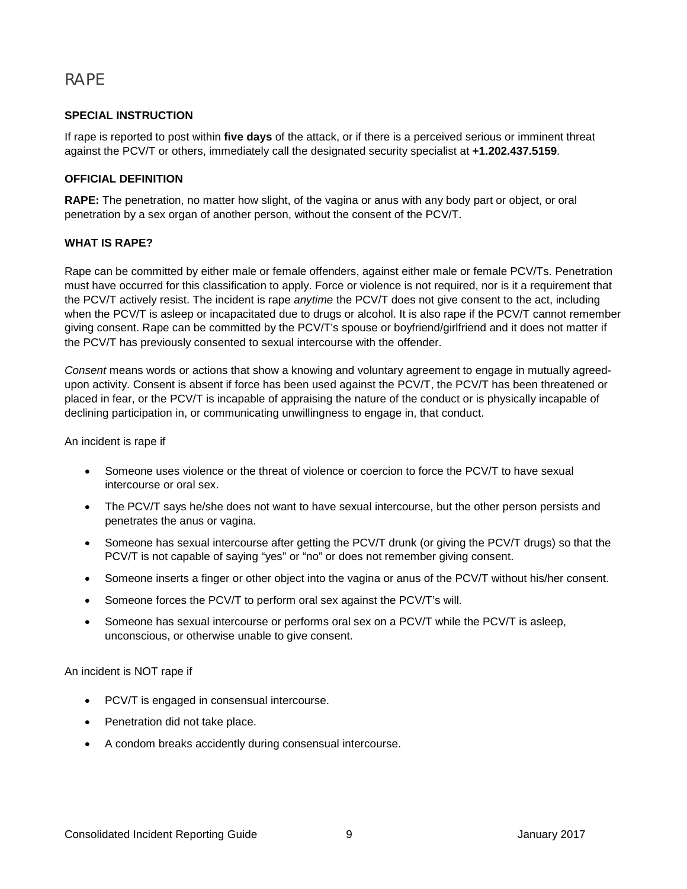# RAPE

**SPECIAL INSTRUCTION**

If rape is reported to post within **five days** of the attack, or if there is a perceived serious or imminent threat against the PCV/T or others, immediately call the designated security specialist at **+1.202.437.5159**.

**OFFICIAL DEFINITION**

**RAPE:** The penetration, no matter how slight, of the vagina or anus with any body part or object, or oral penetration by a sex organ of another person, without the consent of the PCV/T.

**WHAT IS RAPE?**

Rape can be committed by either male or female offenders, against either male or female PCV/Ts. Penetration must have occurred for this classification to apply. Force or violence is not required, nor is it a requirement that the PCV/T actively resist. The incident is rape *anytime* the PCV/T does not give consent to the act, including when the PCV/T is asleep or incapacitated due to drugs or alcohol. It is also rape if the PCV/T cannot remember giving consent. Rape can be committed by the PCV/T's spouse or boyfriend/girlfriend and it does not matter if the PCV/T has previously consented to sexual intercourse with the offender.

*Consent* means words or actions that show a knowing and voluntary agreement to engage in mutually agreed-upon activity. Consent is absent if force has been used against the PCV/T, the PCV/T has been threatened or placed in fear, or the PCV/T is incapable of appraising the nature of the conduct or is physically incapable of declining participation in, or communicating unwillingness to engage in, that conduct.

An incident is rape if

- Someone uses violence or the threat of violence or coercion to force the PCV/T to have sexual intercourse or oral sex.
- The PCV/T says he/she does not want to have sexual intercourse, but the other person persists and penetrates the anus or vagina.
- Someone has sexual intercourse after getting the PCV/T drunk (or giving the PCV/T drugs) so that the PCV/T is not capable of saying "yes" or "no" or does not remember giving consent.
- Someone inserts a finger or other object into the vagina or anus of the PCV/T without his/her consent.
- Someone forces the PCV/T to perform oral sex against the PCV/T's will.
- Someone has sexual intercourse or performs oral sex on a PCV/T while the PCV/T is asleep, unconscious, or otherwise unable to give consent.

An incident is NOT rape if

- PCV/T is engaged in consensual intercourse.
- Penetration did not take place.
- A condom breaks accidently during consensual intercourse.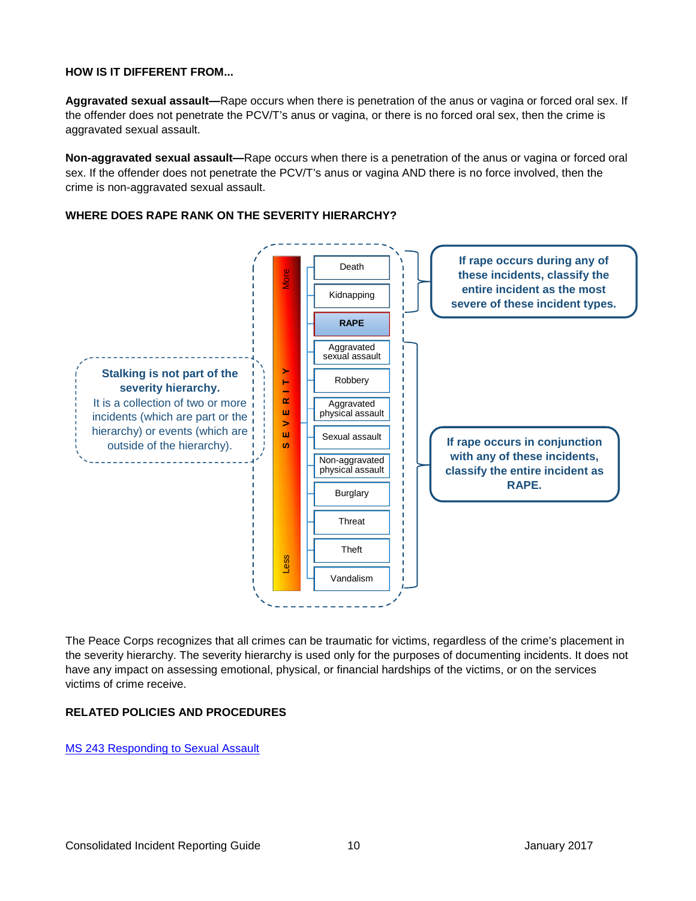**HOW IS IT DIFFERENT FROM...**

**Aggravated sexual assault—**Rape occurs when there is penetration of the anus or vagina or forced oral sex. If the offender does not penetrate the PCV/T's anus or vagina, or there is no forced oral sex, then the crime is aggravated sexual assault.

**Non-aggravated sexual assault—**Rape occurs when there is a penetration of the anus or vagina or forced oral sex. If the offender does not penetrate the PCV/T's anus or vagina AND there is no force involved, then the crime is non-aggravated sexual assault.

**WHERE DOES RAPE RANK ON THE SEVERITY HIERARCHY?**

**Stalking is not part of the severity hierarchy.**
It is a collection of two or more incidents (which are part or the hierarchy) or events (which are outside of the hierarchy).

SEVERITY (More → Less)

- Death
- Kidnapping
- **RAPE**
- Aggravated sexual assault
- Robbery
- Aggravated physical assault
- Sexual assault
- Non-aggravated physical assault
- Burglary
- Threat
- Theft
- Vandalism

**If rape occurs during any of these incidents, classify the entire incident as the most severe of these incident types.** (Death, Kidnapping)

**If rape occurs in conjunction with any of these incidents, classify the entire incident as RAPE.** (Aggravated sexual assault through Vandalism)

The Peace Corps recognizes that all crimes can be traumatic for victims, regardless of the crime's placement in the severity hierarchy. The severity hierarchy is used only for the purposes of documenting incidents. It does not have any impact on assessing emotional, physical, or financial hardships of the victims, or on the services victims of crime receive.

**RELATED POLICIES AND PROCEDURES**

[MS 243 Responding to Sexual Assault]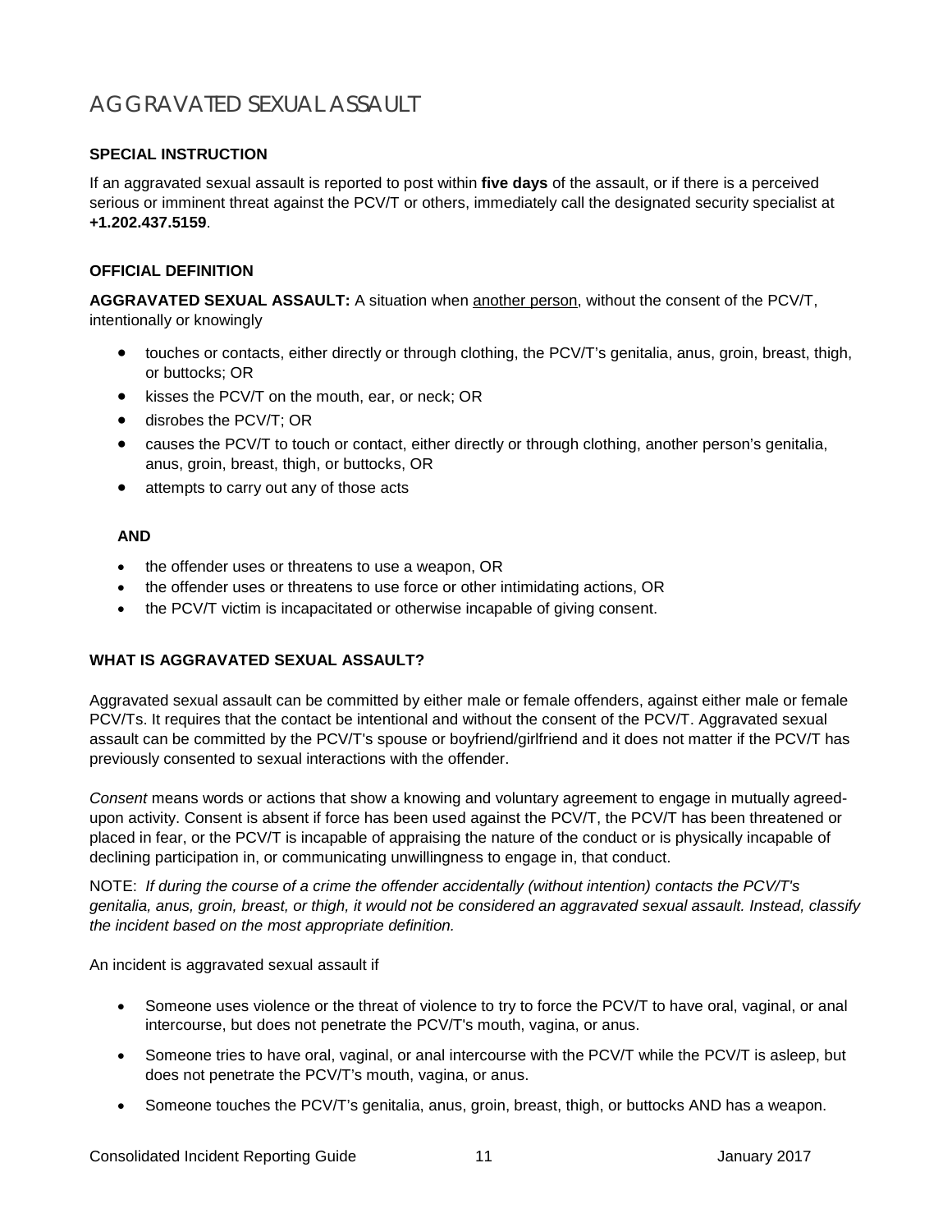# AGGRAVATED SEXUAL ASSAULT

**SPECIAL INSTRUCTION**

If an aggravated sexual assault is reported to post within **five days** of the assault, or if there is a perceived serious or imminent threat against the PCV/T or others, immediately call the designated security specialist at **+1.202.437.5159**.

**OFFICIAL DEFINITION**

**AGGRAVATED SEXUAL ASSAULT:** A situation when another person, without the consent of the PCV/T, intentionally or knowingly

- touches or contacts, either directly or through clothing, the PCV/T's genitalia, anus, groin, breast, thigh, or buttocks; OR
- kisses the PCV/T on the mouth, ear, or neck; OR
- disrobes the PCV/T; OR
- causes the PCV/T to touch or contact, either directly or through clothing, another person's genitalia, anus, groin, breast, thigh, or buttocks, OR
- attempts to carry out any of those acts

**AND**

- the offender uses or threatens to use a weapon, OR
- the offender uses or threatens to use force or other intimidating actions, OR
- the PCV/T victim is incapacitated or otherwise incapable of giving consent.

**WHAT IS AGGRAVATED SEXUAL ASSAULT?**

Aggravated sexual assault can be committed by either male or female offenders, against either male or female PCV/Ts. It requires that the contact be intentional and without the consent of the PCV/T. Aggravated sexual assault can be committed by the PCV/T's spouse or boyfriend/girlfriend and it does not matter if the PCV/T has previously consented to sexual interactions with the offender.

*Consent* means words or actions that show a knowing and voluntary agreement to engage in mutually agreed-upon activity. Consent is absent if force has been used against the PCV/T, the PCV/T has been threatened or placed in fear, or the PCV/T is incapable of appraising the nature of the conduct or is physically incapable of declining participation in, or communicating unwillingness to engage in, that conduct.

NOTE: *If during the course of a crime the offender accidentally (without intention) contacts the PCV/T's genitalia, anus, groin, breast, or thigh, it would not be considered an aggravated sexual assault. Instead, classify the incident based on the most appropriate definition.*

An incident is aggravated sexual assault if

- Someone uses violence or the threat of violence to try to force the PCV/T to have oral, vaginal, or anal intercourse, but does not penetrate the PCV/T's mouth, vagina, or anus.
- Someone tries to have oral, vaginal, or anal intercourse with the PCV/T while the PCV/T is asleep, but does not penetrate the PCV/T's mouth, vagina, or anus.
- Someone touches the PCV/T's genitalia, anus, groin, breast, thigh, or buttocks AND has a weapon.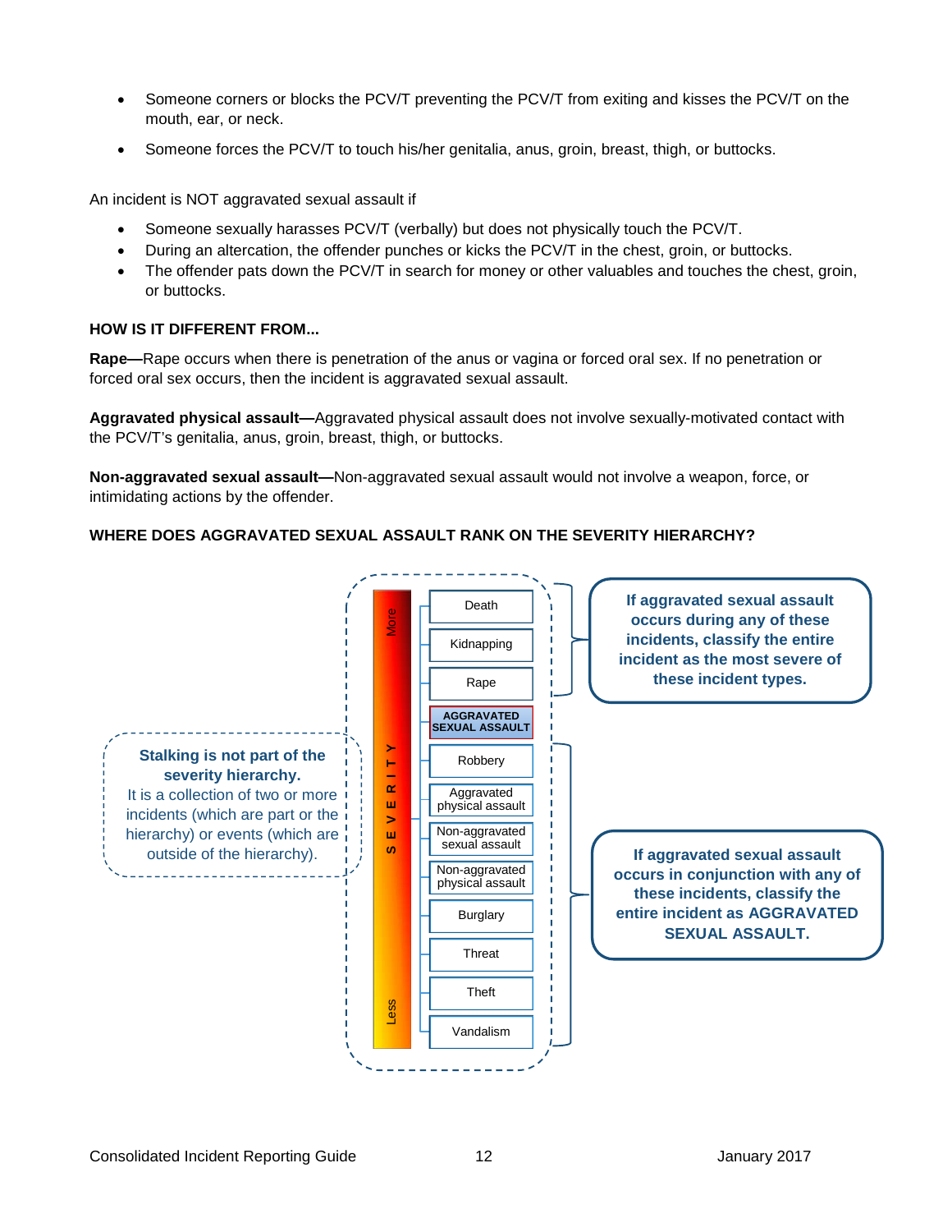- Someone corners or blocks the PCV/T preventing the PCV/T from exiting and kisses the PCV/T on the mouth, ear, or neck.
- Someone forces the PCV/T to touch his/her genitalia, anus, groin, breast, thigh, or buttocks.

An incident is NOT aggravated sexual assault if

- Someone sexually harasses PCV/T (verbally) but does not physically touch the PCV/T.
- During an altercation, the offender punches or kicks the PCV/T in the chest, groin, or buttocks.
- The offender pats down the PCV/T in search for money or other valuables and touches the chest, groin, or buttocks.

### HOW IS IT DIFFERENT FROM...

**Rape—**Rape occurs when there is penetration of the anus or vagina or forced oral sex. If no penetration or forced oral sex occurs, then the incident is aggravated sexual assault.

**Aggravated physical assault—**Aggravated physical assault does not involve sexually-motivated contact with the PCV/T's genitalia, anus, groin, breast, thigh, or buttocks.

**Non-aggravated sexual assault—**Non-aggravated sexual assault would not involve a weapon, force, or intimidating actions by the offender.

### WHERE DOES AGGRAVATED SEXUAL ASSAULT RANK ON THE SEVERITY HIERARCHY?

**Stalking is not part of the severity hierarchy.** It is a collection of two or more incidents (which are part or the hierarchy) or events (which are outside of the hierarchy).

SEVERITY (More → Less)

- Death
- Kidnapping
- Rape
- **AGGRAVATED SEXUAL ASSAULT**
- Robbery
- Aggravated physical assault
- Non-aggravated sexual assault
- Non-aggravated physical assault
- Burglary
- Threat
- Theft
- Vandalism

**If aggravated sexual assault occurs during any of these incidents, classify the entire incident as the most severe of these incident types.** (Death, Kidnapping, Rape)

**If aggravated sexual assault occurs in conjunction with any of these incidents, classify the entire incident as AGGRAVATED SEXUAL ASSAULT.** (Robbery through Vandalism)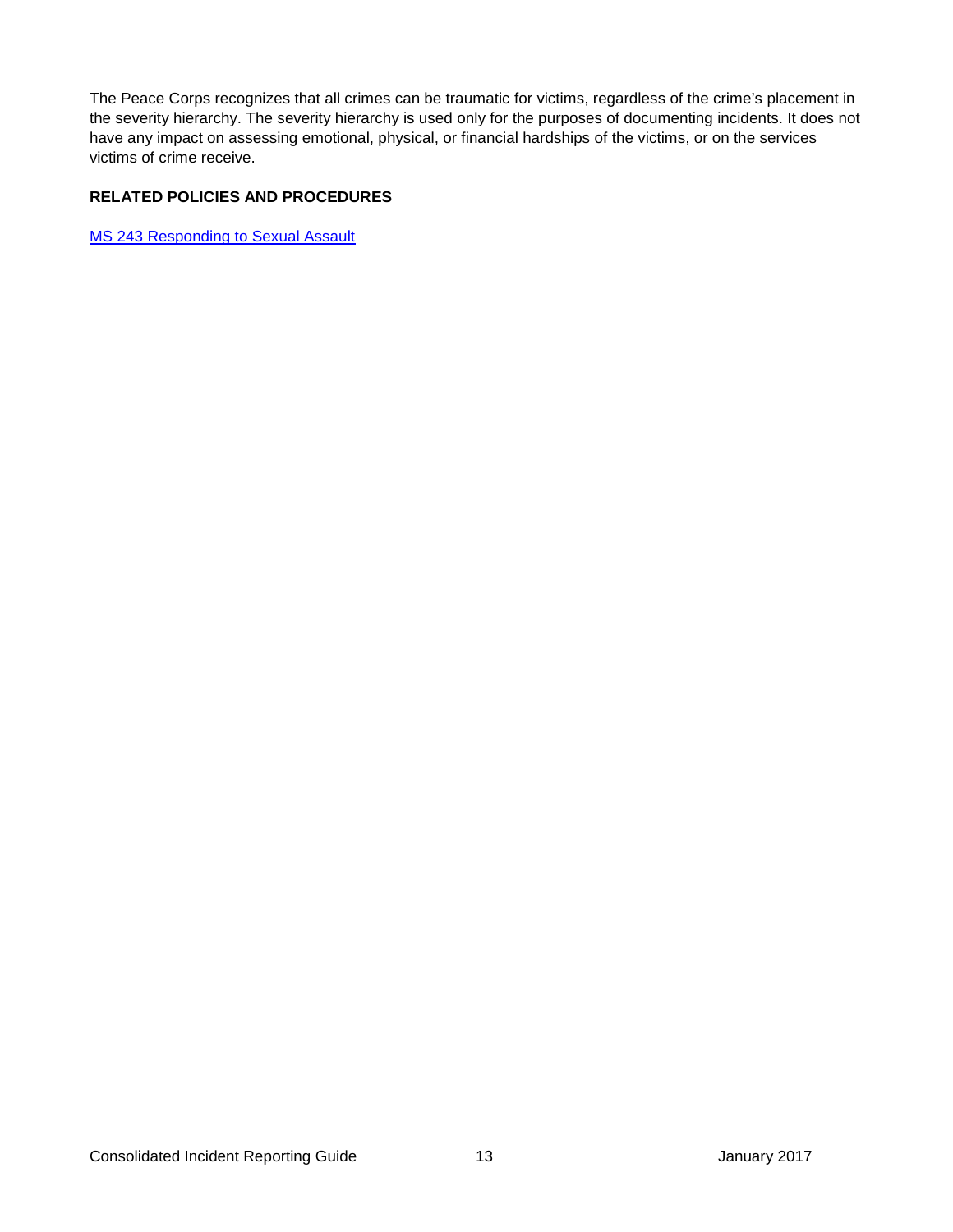The Peace Corps recognizes that all crimes can be traumatic for victims, regardless of the crime's placement in the severity hierarchy. The severity hierarchy is used only for the purposes of documenting incidents. It does not have any impact on assessing emotional, physical, or financial hardships of the victims, or on the services victims of crime receive.

**RELATED POLICIES AND PROCEDURES**

MS 243 Responding to Sexual Assault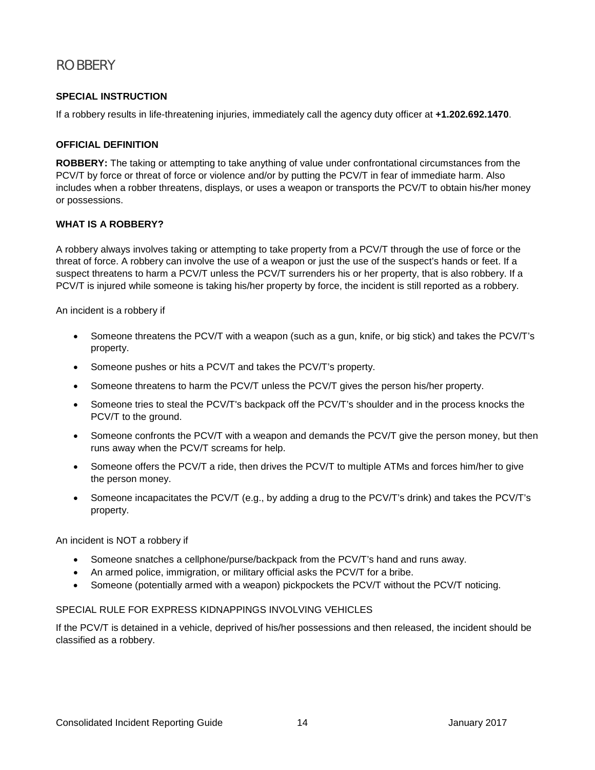# ROBBERY

### SPECIAL INSTRUCTION

If a robbery results in life-threatening injuries, immediately call the agency duty officer at **+1.202.692.1470**.

### OFFICIAL DEFINITION

**ROBBERY:** The taking or attempting to take anything of value under confrontational circumstances from the PCV/T by force or threat of force or violence and/or by putting the PCV/T in fear of immediate harm. Also includes when a robber threatens, displays, or uses a weapon or transports the PCV/T to obtain his/her money or possessions.

### WHAT IS A ROBBERY?

A robbery always involves taking or attempting to take property from a PCV/T through the use of force or the threat of force. A robbery can involve the use of a weapon or just the use of the suspect's hands or feet. If a suspect threatens to harm a PCV/T unless the PCV/T surrenders his or her property, that is also robbery. If a PCV/T is injured while someone is taking his/her property by force, the incident is still reported as a robbery.

An incident is a robbery if

- Someone threatens the PCV/T with a weapon (such as a gun, knife, or big stick) and takes the PCV/T's property.
- Someone pushes or hits a PCV/T and takes the PCV/T's property.
- Someone threatens to harm the PCV/T unless the PCV/T gives the person his/her property.
- Someone tries to steal the PCV/T's backpack off the PCV/T's shoulder and in the process knocks the PCV/T to the ground.
- Someone confronts the PCV/T with a weapon and demands the PCV/T give the person money, but then runs away when the PCV/T screams for help.
- Someone offers the PCV/T a ride, then drives the PCV/T to multiple ATMs and forces him/her to give the person money.
- Someone incapacitates the PCV/T (e.g., by adding a drug to the PCV/T's drink) and takes the PCV/T's property.

An incident is NOT a robbery if

- Someone snatches a cellphone/purse/backpack from the PCV/T's hand and runs away.
- An armed police, immigration, or military official asks the PCV/T for a bribe.
- Someone (potentially armed with a weapon) pickpockets the PCV/T without the PCV/T noticing.

SPECIAL RULE FOR EXPRESS KIDNAPPINGS INVOLVING VEHICLES

If the PCV/T is detained in a vehicle, deprived of his/her possessions and then released, the incident should be classified as a robbery.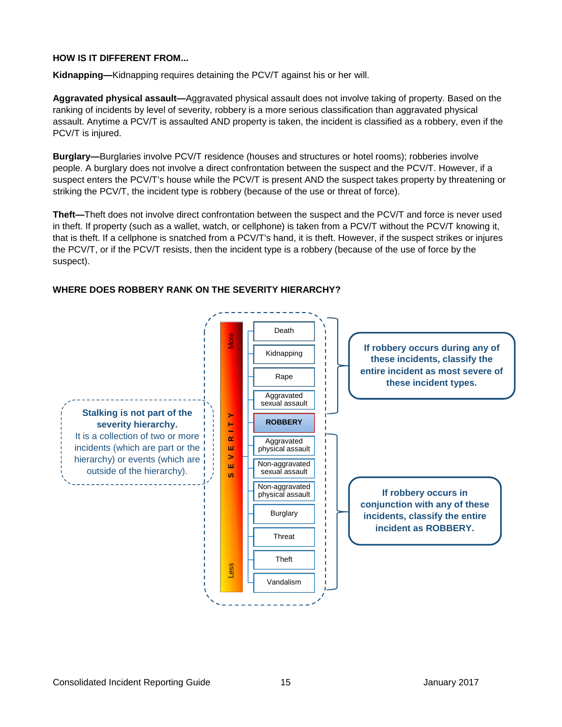**HOW IS IT DIFFERENT FROM...**

**Kidnapping—**Kidnapping requires detaining the PCV/T against his or her will.

**Aggravated physical assault—**Aggravated physical assault does not involve taking of property. Based on the ranking of incidents by level of severity, robbery is a more serious classification than aggravated physical assault. Anytime a PCV/T is assaulted AND property is taken, the incident is classified as a robbery, even if the PCV/T is injured.

**Burglary—**Burglaries involve PCV/T residence (houses and structures or hotel rooms); robberies involve people. A burglary does not involve a direct confrontation between the suspect and the PCV/T. However, if a suspect enters the PCV/T's house while the PCV/T is present AND the suspect takes property by threatening or striking the PCV/T, the incident type is robbery (because of the use or threat of force).

**Theft—**Theft does not involve direct confrontation between the suspect and the PCV/T and force is never used in theft. If property (such as a wallet, watch, or cellphone) is taken from a PCV/T without the PCV/T knowing it, that is theft. If a cellphone is snatched from a PCV/T's hand, it is theft. However, if the suspect strikes or injures the PCV/T, or if the PCV/T resists, then the incident type is a robbery (because of the use of force by the suspect).

**WHERE DOES ROBBERY RANK ON THE SEVERITY HIERARCHY?**

**Stalking is not part of the severity hierarchy.** It is a collection of two or more incidents (which are part or the hierarchy) or events (which are outside of the hierarchy).

SEVERITY (More → Less)

- Death
- Kidnapping
- Rape
- Aggravated sexual assault
- **ROBBERY**
- Aggravated physical assault
- Non-aggravated sexual assault
- Non-aggravated physical assault
- Burglary
- Threat
- Theft
- Vandalism

**If robbery occurs during any of these incidents, classify the entire incident as most severe of these incident types.** (Death, Kidnapping, Rape, Aggravated sexual assault)

**If robbery occurs in conjunction with any of these incidents, classify the entire incident as ROBBERY.** (Aggravated physical assault, Non-aggravated sexual assault, Non-aggravated physical assault, Burglary, Threat, Theft, Vandalism)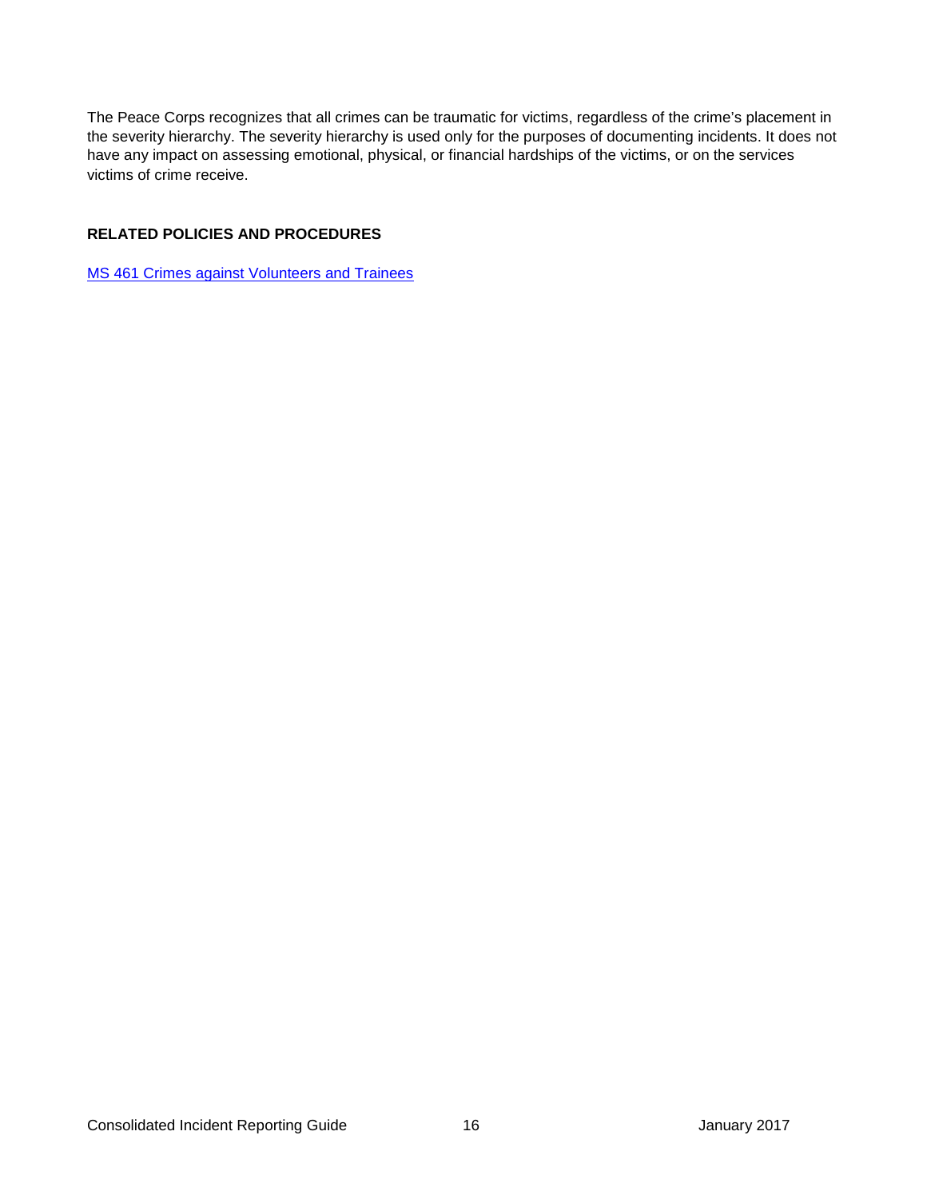The Peace Corps recognizes that all crimes can be traumatic for victims, regardless of the crime's placement in the severity hierarchy. The severity hierarchy is used only for the purposes of documenting incidents. It does not have any impact on assessing emotional, physical, or financial hardships of the victims, or on the services victims of crime receive.

## RELATED POLICIES AND PROCEDURES

MS 461 Crimes against Volunteers and Trainees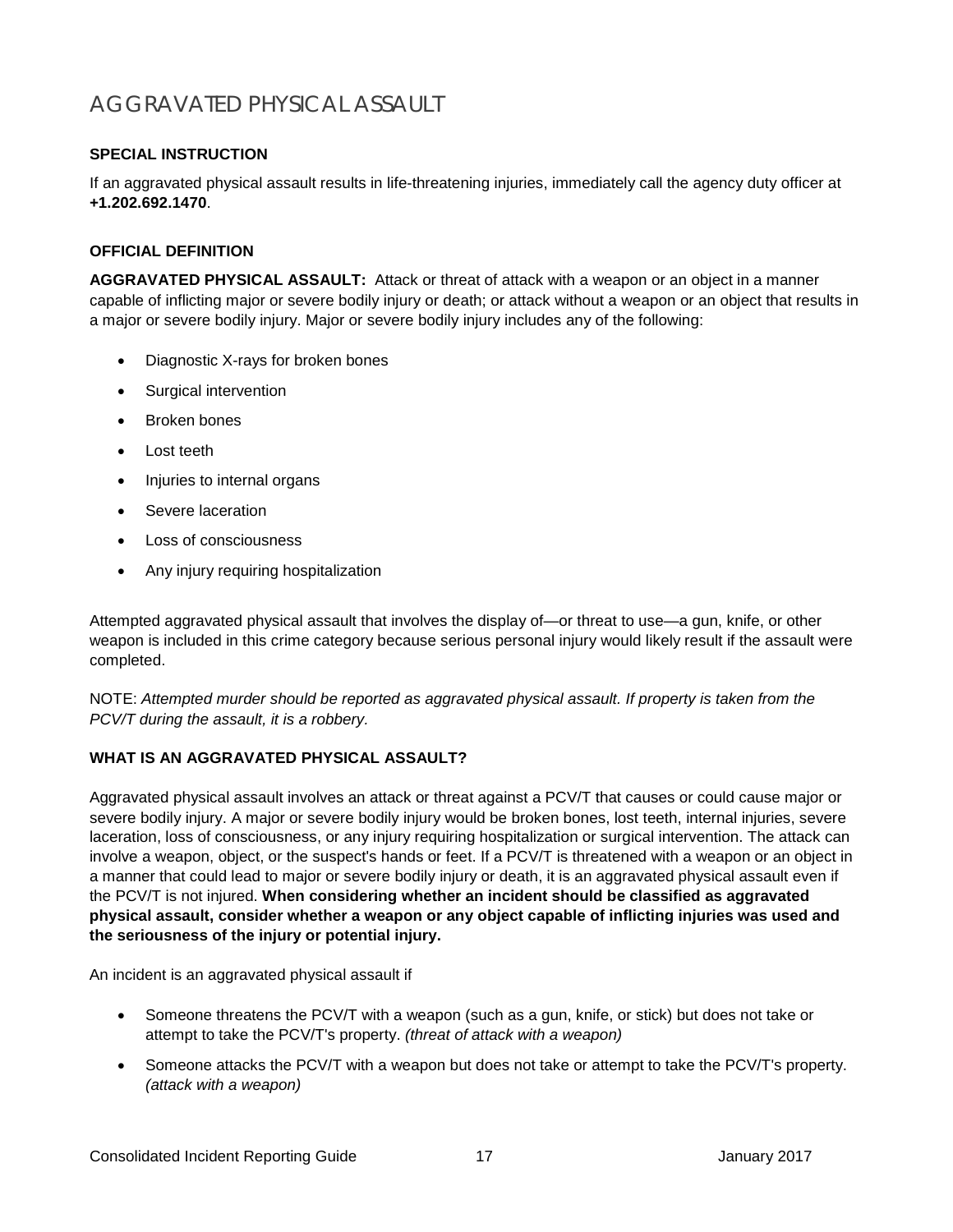# AGGRAVATED PHYSICAL ASSAULT

**SPECIAL INSTRUCTION**

If an aggravated physical assault results in life-threatening injuries, immediately call the agency duty officer at **+1.202.692.1470**.

**OFFICIAL DEFINITION**

**AGGRAVATED PHYSICAL ASSAULT:** Attack or threat of attack with a weapon or an object in a manner capable of inflicting major or severe bodily injury or death; or attack without a weapon or an object that results in a major or severe bodily injury. Major or severe bodily injury includes any of the following:

- Diagnostic X-rays for broken bones
- Surgical intervention
- Broken bones
- Lost teeth
- Injuries to internal organs
- Severe laceration
- Loss of consciousness
- Any injury requiring hospitalization

Attempted aggravated physical assault that involves the display of—or threat to use—a gun, knife, or other weapon is included in this crime category because serious personal injury would likely result if the assault were completed.

NOTE: *Attempted murder should be reported as aggravated physical assault. If property is taken from the PCV/T during the assault, it is a robbery.*

**WHAT IS AN AGGRAVATED PHYSICAL ASSAULT?**

Aggravated physical assault involves an attack or threat against a PCV/T that causes or could cause major or severe bodily injury. A major or severe bodily injury would be broken bones, lost teeth, internal injuries, severe laceration, loss of consciousness, or any injury requiring hospitalization or surgical intervention. The attack can involve a weapon, object, or the suspect's hands or feet. If a PCV/T is threatened with a weapon or an object in a manner that could lead to major or severe bodily injury or death, it is an aggravated physical assault even if the PCV/T is not injured. **When considering whether an incident should be classified as aggravated physical assault, consider whether a weapon or any object capable of inflicting injuries was used and the seriousness of the injury or potential injury.**

An incident is an aggravated physical assault if

- Someone threatens the PCV/T with a weapon (such as a gun, knife, or stick) but does not take or attempt to take the PCV/T's property. *(threat of attack with a weapon)*
- Someone attacks the PCV/T with a weapon but does not take or attempt to take the PCV/T's property. *(attack with a weapon)*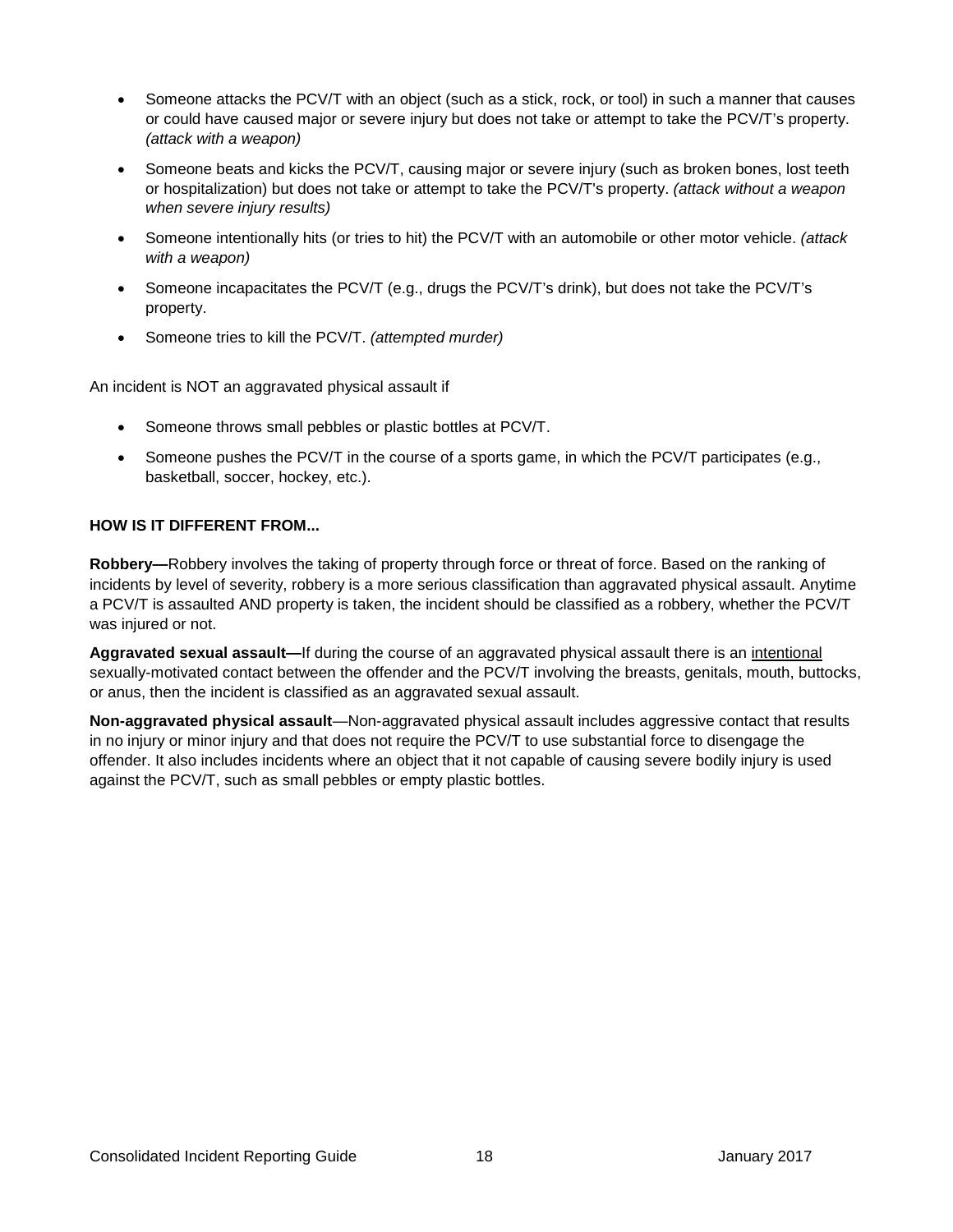- Someone attacks the PCV/T with an object (such as a stick, rock, or tool) in such a manner that causes or could have caused major or severe injury but does not take or attempt to take the PCV/T's property. *(attack with a weapon)*
- Someone beats and kicks the PCV/T, causing major or severe injury (such as broken bones, lost teeth or hospitalization) but does not take or attempt to take the PCV/T's property. *(attack without a weapon when severe injury results)*
- Someone intentionally hits (or tries to hit) the PCV/T with an automobile or other motor vehicle. *(attack with a weapon)*
- Someone incapacitates the PCV/T (e.g., drugs the PCV/T's drink), but does not take the PCV/T's property.
- Someone tries to kill the PCV/T. *(attempted murder)*

An incident is NOT an aggravated physical assault if

- Someone throws small pebbles or plastic bottles at PCV/T.
- Someone pushes the PCV/T in the course of a sports game, in which the PCV/T participates (e.g., basketball, soccer, hockey, etc.).

**HOW IS IT DIFFERENT FROM...**

**Robbery—**Robbery involves the taking of property through force or threat of force. Based on the ranking of incidents by level of severity, robbery is a more serious classification than aggravated physical assault. Anytime a PCV/T is assaulted AND property is taken, the incident should be classified as a robbery, whether the PCV/T was injured or not.

**Aggravated sexual assault—**If during the course of an aggravated physical assault there is an intentional sexually-motivated contact between the offender and the PCV/T involving the breasts, genitals, mouth, buttocks, or anus, then the incident is classified as an aggravated sexual assault.

**Non-aggravated physical assault**—Non-aggravated physical assault includes aggressive contact that results in no injury or minor injury and that does not require the PCV/T to use substantial force to disengage the offender. It also includes incidents where an object that it not capable of causing severe bodily injury is used against the PCV/T, such as small pebbles or empty plastic bottles.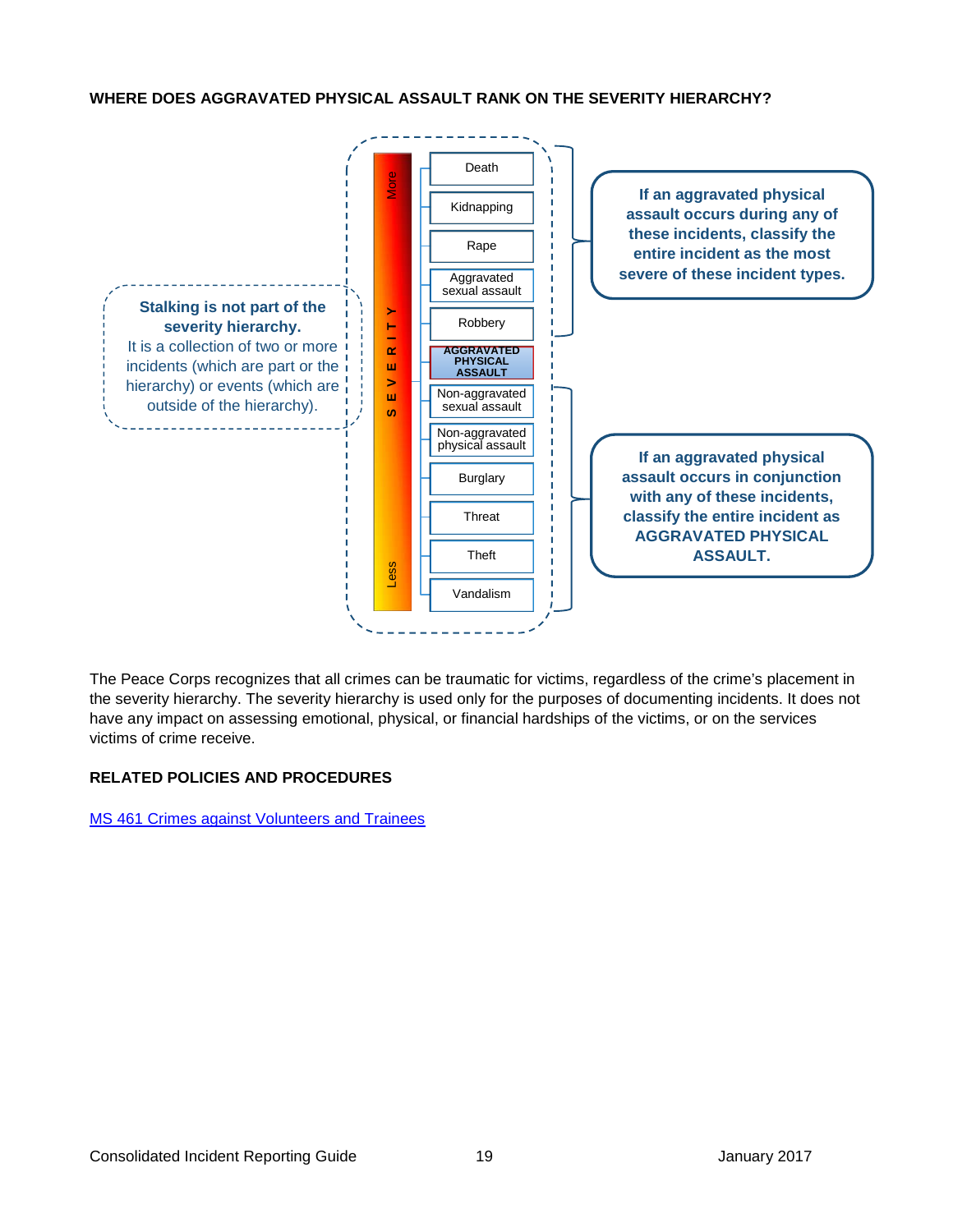**WHERE DOES AGGRAVATED PHYSICAL ASSAULT RANK ON THE SEVERITY HIERARCHY?**

**Stalking is not part of the severity hierarchy.**
It is a collection of two or more incidents (which are part or the hierarchy) or events (which are outside of the hierarchy).

SEVERITY (More → Less)

- Death
- Kidnapping
- Rape
- Aggravated sexual assault
- Robbery
- **AGGRAVATED PHYSICAL ASSAULT**
- Non-aggravated sexual assault
- Non-aggravated physical assault
- Burglary
- Threat
- Theft
- Vandalism

**If an aggravated physical assault occurs during any of these incidents, classify the entire incident as the most severe of these incident types.** (Death, Kidnapping, Rape, Aggravated sexual assault, Robbery)

**If an aggravated physical assault occurs in conjunction with any of these incidents, classify the entire incident as AGGRAVATED PHYSICAL ASSAULT.** (Non-aggravated sexual assault, Non-aggravated physical assault, Burglary, Threat, Theft, Vandalism)

The Peace Corps recognizes that all crimes can be traumatic for victims, regardless of the crime's placement in the severity hierarchy. The severity hierarchy is used only for the purposes of documenting incidents. It does not have any impact on assessing emotional, physical, or financial hardships of the victims, or on the services victims of crime receive.

**RELATED POLICIES AND PROCEDURES**

MS 461 Crimes against Volunteers and Trainees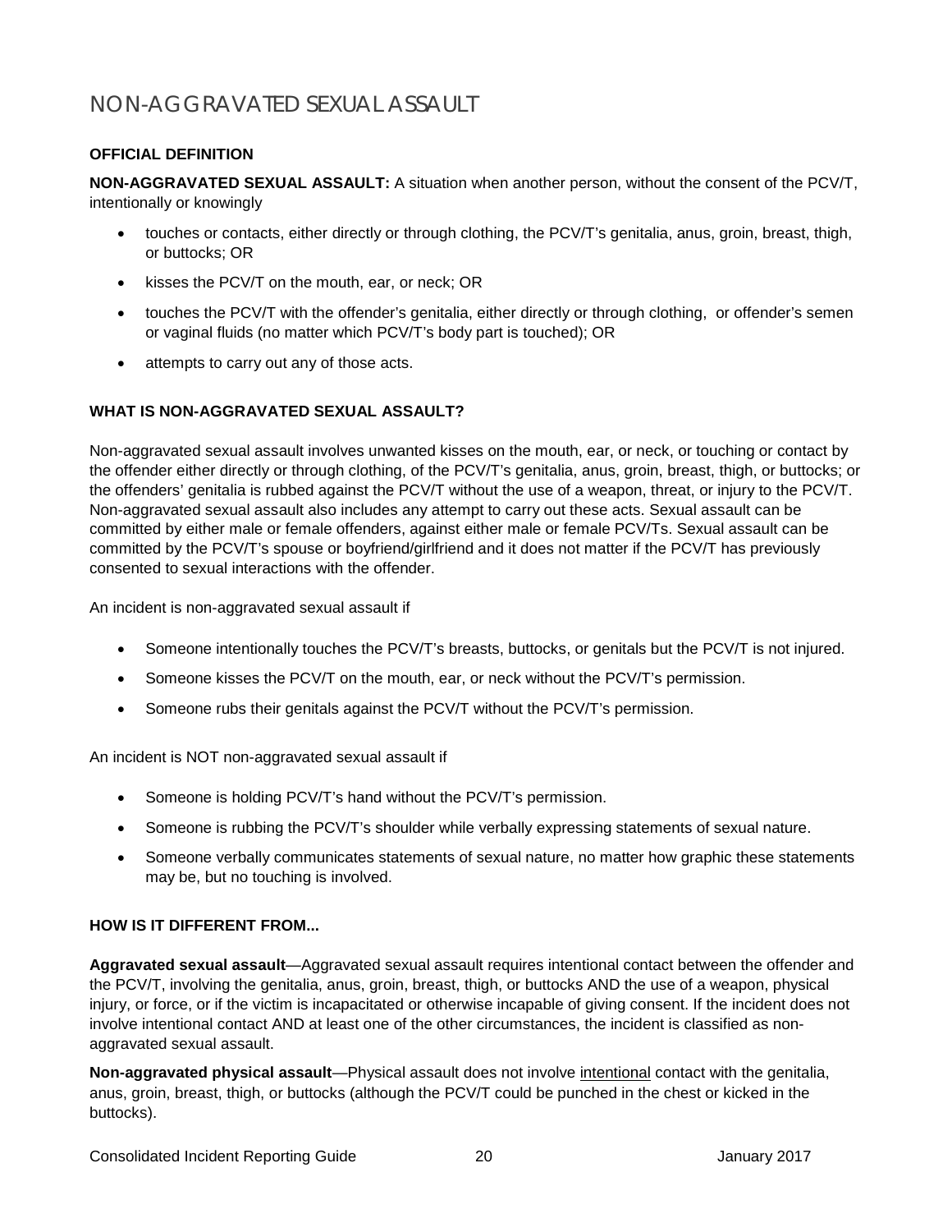# NON-AGGRAVATED SEXUAL ASSAULT

**OFFICIAL DEFINITION**

**NON-AGGRAVATED SEXUAL ASSAULT:** A situation when another person, without the consent of the PCV/T, intentionally or knowingly

- touches or contacts, either directly or through clothing, the PCV/T's genitalia, anus, groin, breast, thigh, or buttocks; OR
- kisses the PCV/T on the mouth, ear, or neck; OR
- touches the PCV/T with the offender's genitalia, either directly or through clothing, or offender's semen or vaginal fluids (no matter which PCV/T's body part is touched); OR
- attempts to carry out any of those acts.

**WHAT IS NON-AGGRAVATED SEXUAL ASSAULT?**

Non-aggravated sexual assault involves unwanted kisses on the mouth, ear, or neck, or touching or contact by the offender either directly or through clothing, of the PCV/T's genitalia, anus, groin, breast, thigh, or buttocks; or the offenders' genitalia is rubbed against the PCV/T without the use of a weapon, threat, or injury to the PCV/T. Non-aggravated sexual assault also includes any attempt to carry out these acts. Sexual assault can be committed by either male or female offenders, against either male or female PCV/Ts. Sexual assault can be committed by the PCV/T's spouse or boyfriend/girlfriend and it does not matter if the PCV/T has previously consented to sexual interactions with the offender.

An incident is non-aggravated sexual assault if

- Someone intentionally touches the PCV/T's breasts, buttocks, or genitals but the PCV/T is not injured.
- Someone kisses the PCV/T on the mouth, ear, or neck without the PCV/T's permission.
- Someone rubs their genitals against the PCV/T without the PCV/T's permission.

An incident is NOT non-aggravated sexual assault if

- Someone is holding PCV/T's hand without the PCV/T's permission.
- Someone is rubbing the PCV/T's shoulder while verbally expressing statements of sexual nature.
- Someone verbally communicates statements of sexual nature, no matter how graphic these statements may be, but no touching is involved.

**HOW IS IT DIFFERENT FROM...**

**Aggravated sexual assault**—Aggravated sexual assault requires intentional contact between the offender and the PCV/T, involving the genitalia, anus, groin, breast, thigh, or buttocks AND the use of a weapon, physical injury, or force, or if the victim is incapacitated or otherwise incapable of giving consent. If the incident does not involve intentional contact AND at least one of the other circumstances, the incident is classified as non-aggravated sexual assault.

**Non-aggravated physical assault**—Physical assault does not involve intentional contact with the genitalia, anus, groin, breast, thigh, or buttocks (although the PCV/T could be punched in the chest or kicked in the buttocks).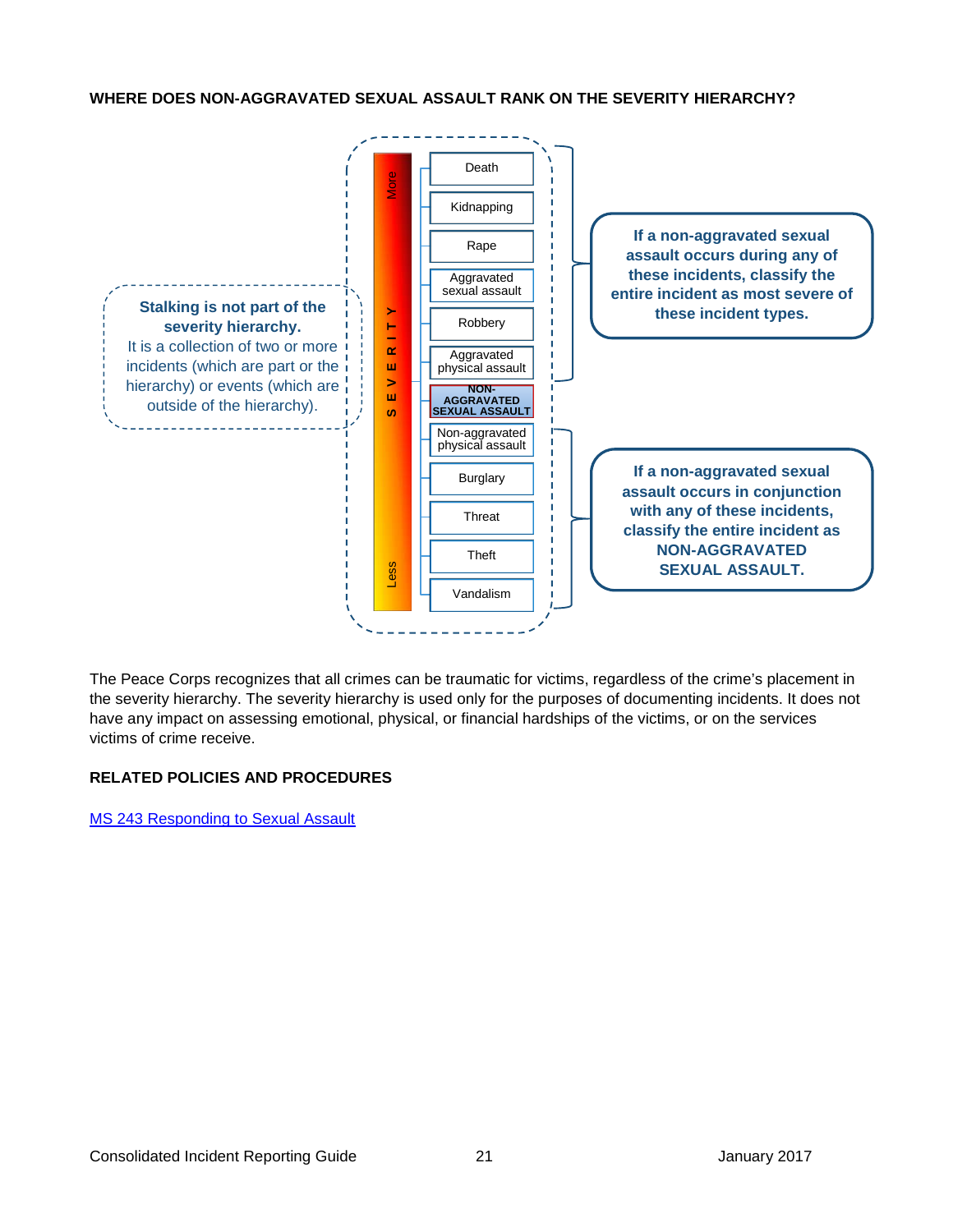**WHERE DOES NON-AGGRAVATED SEXUAL ASSAULT RANK ON THE SEVERITY HIERARCHY?**

**Stalking is not part of the severity hierarchy.**
It is a collection of two or more incidents (which are part or the hierarchy) or events (which are outside of the hierarchy).

SEVERITY (More → Less)

- Death
- Kidnapping
- Rape
- Aggravated sexual assault
- Robbery
- Aggravated physical assault
- **NON-AGGRAVATED SEXUAL ASSAULT**
- Non-aggravated physical assault
- Burglary
- Threat
- Theft
- Vandalism

**If a non-aggravated sexual assault occurs during any of these incidents, classify the entire incident as most severe of these incident types.**

**If a non-aggravated sexual assault occurs in conjunction with any of these incidents, classify the entire incident as NON-AGGRAVATED SEXUAL ASSAULT.**

The Peace Corps recognizes that all crimes can be traumatic for victims, regardless of the crime's placement in the severity hierarchy. The severity hierarchy is used only for the purposes of documenting incidents. It does not have any impact on assessing emotional, physical, or financial hardships of the victims, or on the services victims of crime receive.

**RELATED POLICIES AND PROCEDURES**

[MS 243 Responding to Sexual Assault]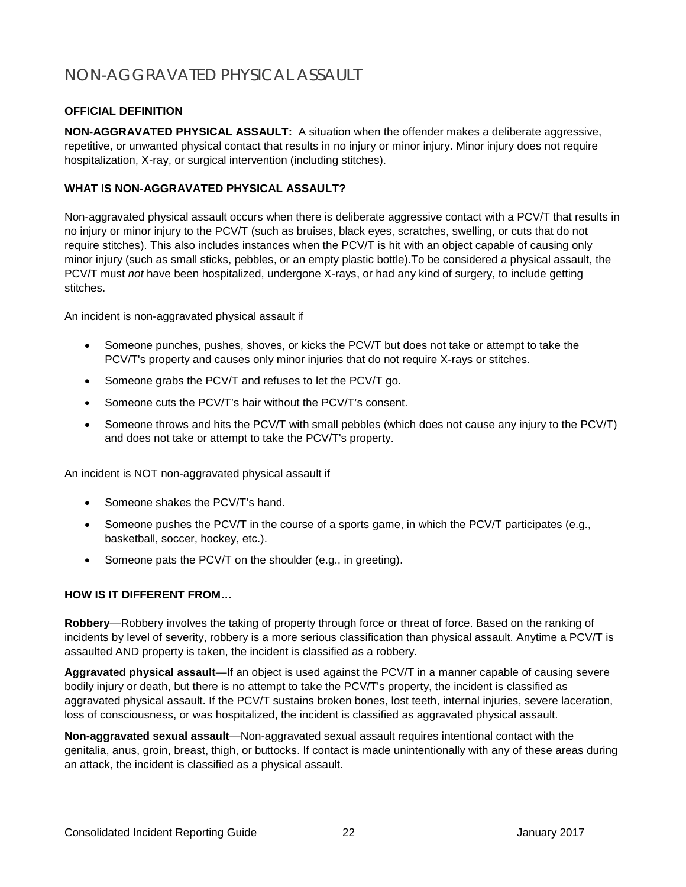# NON-AGGRAVATED PHYSICAL ASSAULT

**OFFICIAL DEFINITION**

**NON-AGGRAVATED PHYSICAL ASSAULT:** A situation when the offender makes a deliberate aggressive, repetitive, or unwanted physical contact that results in no injury or minor injury. Minor injury does not require hospitalization, X-ray, or surgical intervention (including stitches).

**WHAT IS NON-AGGRAVATED PHYSICAL ASSAULT?**

Non-aggravated physical assault occurs when there is deliberate aggressive contact with a PCV/T that results in no injury or minor injury to the PCV/T (such as bruises, black eyes, scratches, swelling, or cuts that do not require stitches). This also includes instances when the PCV/T is hit with an object capable of causing only minor injury (such as small sticks, pebbles, or an empty plastic bottle).To be considered a physical assault, the PCV/T must *not* have been hospitalized, undergone X-rays, or had any kind of surgery, to include getting stitches.

An incident is non-aggravated physical assault if

- Someone punches, pushes, shoves, or kicks the PCV/T but does not take or attempt to take the PCV/T's property and causes only minor injuries that do not require X-rays or stitches.
- Someone grabs the PCV/T and refuses to let the PCV/T go.
- Someone cuts the PCV/T's hair without the PCV/T's consent.
- Someone throws and hits the PCV/T with small pebbles (which does not cause any injury to the PCV/T) and does not take or attempt to take the PCV/T's property.

An incident is NOT non-aggravated physical assault if

- Someone shakes the PCV/T's hand.
- Someone pushes the PCV/T in the course of a sports game, in which the PCV/T participates (e.g., basketball, soccer, hockey, etc.).
- Someone pats the PCV/T on the shoulder (e.g., in greeting).

**HOW IS IT DIFFERENT FROM…**

**Robbery**—Robbery involves the taking of property through force or threat of force. Based on the ranking of incidents by level of severity, robbery is a more serious classification than physical assault. Anytime a PCV/T is assaulted AND property is taken, the incident is classified as a robbery.

**Aggravated physical assault**—If an object is used against the PCV/T in a manner capable of causing severe bodily injury or death, but there is no attempt to take the PCV/T's property, the incident is classified as aggravated physical assault. If the PCV/T sustains broken bones, lost teeth, internal injuries, severe laceration, loss of consciousness, or was hospitalized, the incident is classified as aggravated physical assault.

**Non-aggravated sexual assault**—Non-aggravated sexual assault requires intentional contact with the genitalia, anus, groin, breast, thigh, or buttocks. If contact is made unintentionally with any of these areas during an attack, the incident is classified as a physical assault.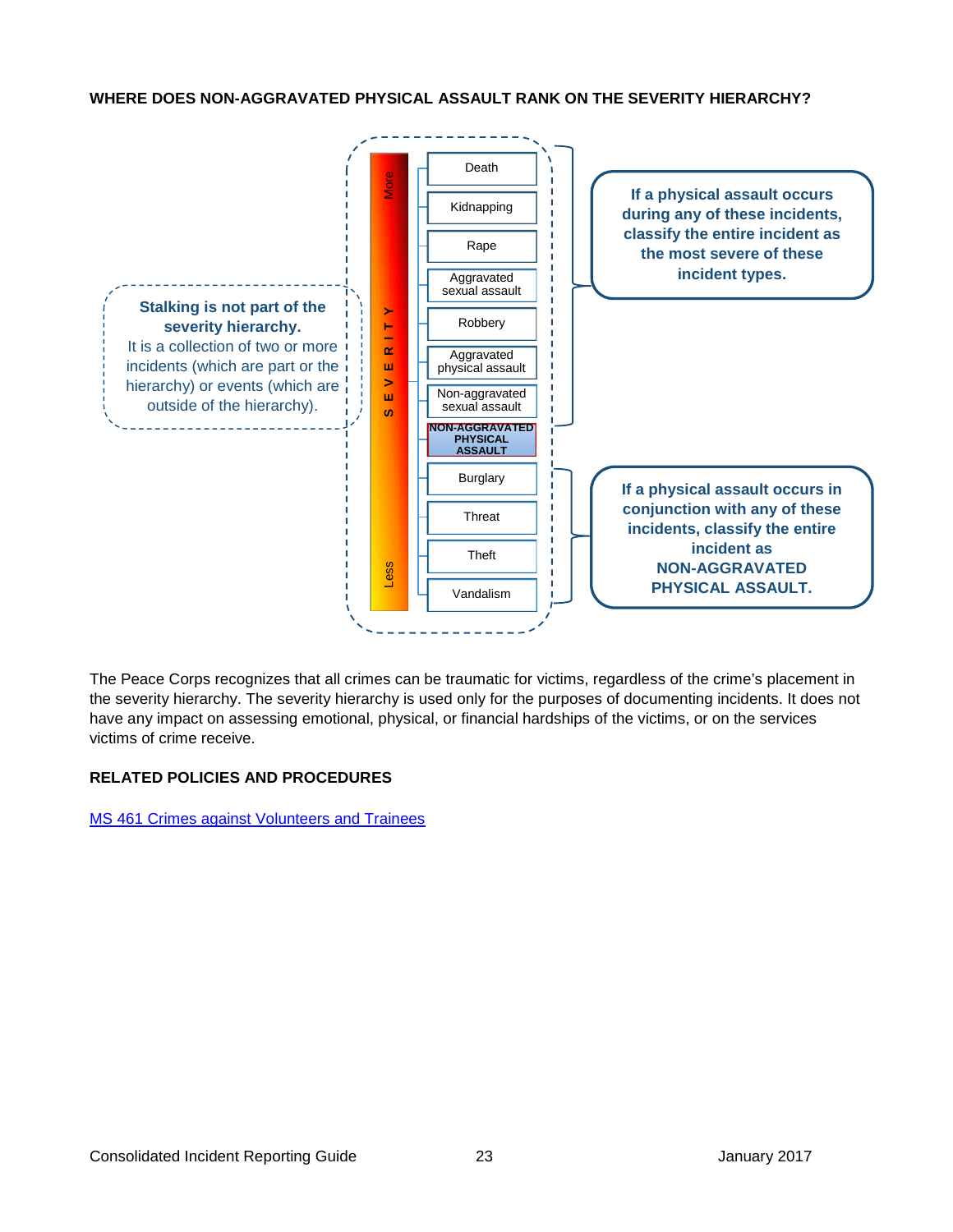**WHERE DOES NON-AGGRAVATED PHYSICAL ASSAULT RANK ON THE SEVERITY HIERARCHY?**

**Stalking is not part of the severity hierarchy.**
It is a collection of two or more incidents (which are part or the hierarchy) or events (which are outside of the hierarchy).

SEVERITY (More → Less)

- Death
- Kidnapping
- Rape
- Aggravated sexual assault
- Robbery
- Aggravated physical assault
- Non-aggravated sexual assault

**If a physical assault occurs during any of these incidents, classify the entire incident as the most severe of these incident types.**

- **NON-AGGRAVATED PHYSICAL ASSAULT**

- Burglary
- Threat
- Theft
- Vandalism

**If a physical assault occurs in conjunction with any of these incidents, classify the entire incident as NON-AGGRAVATED PHYSICAL ASSAULT.**

The Peace Corps recognizes that all crimes can be traumatic for victims, regardless of the crime's placement in the severity hierarchy. The severity hierarchy is used only for the purposes of documenting incidents. It does not have any impact on assessing emotional, physical, or financial hardships of the victims, or on the services victims of crime receive.

**RELATED POLICIES AND PROCEDURES**

MS 461 Crimes against Volunteers and Trainees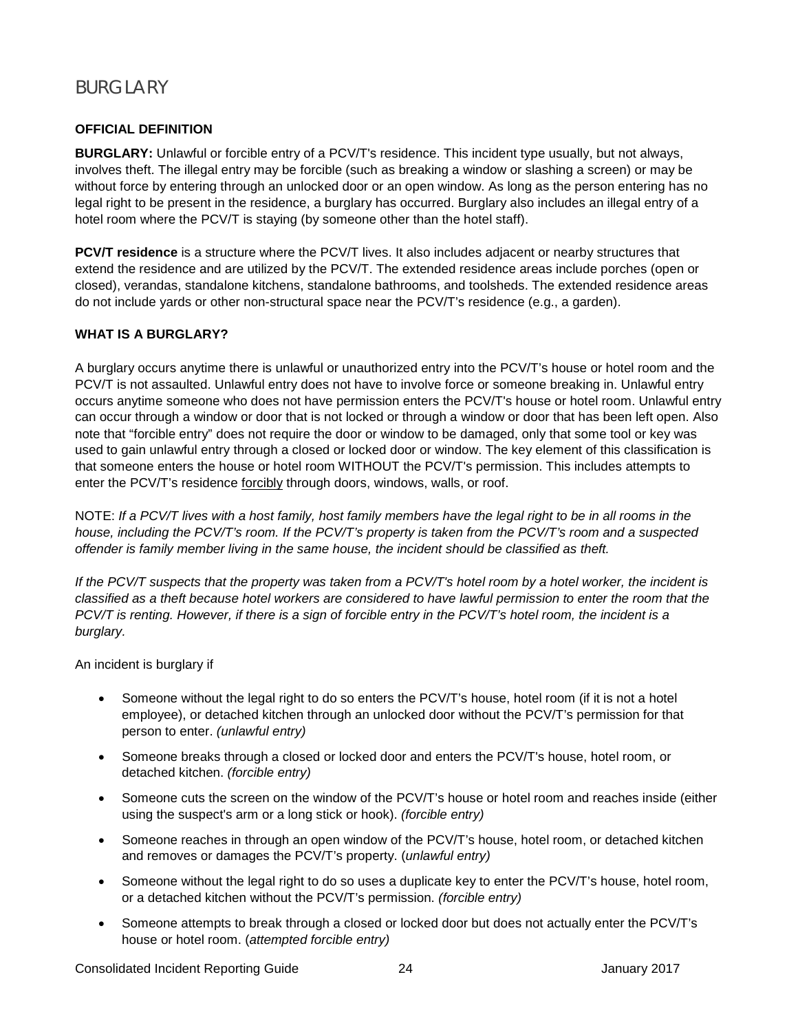# BURGLARY

**OFFICIAL DEFINITION**

**BURGLARY:** Unlawful or forcible entry of a PCV/T's residence. This incident type usually, but not always, involves theft. The illegal entry may be forcible (such as breaking a window or slashing a screen) or may be without force by entering through an unlocked door or an open window. As long as the person entering has no legal right to be present in the residence, a burglary has occurred. Burglary also includes an illegal entry of a hotel room where the PCV/T is staying (by someone other than the hotel staff).

**PCV/T residence** is a structure where the PCV/T lives. It also includes adjacent or nearby structures that extend the residence and are utilized by the PCV/T. The extended residence areas include porches (open or closed), verandas, standalone kitchens, standalone bathrooms, and toolsheds. The extended residence areas do not include yards or other non-structural space near the PCV/T's residence (e.g., a garden).

**WHAT IS A BURGLARY?**

A burglary occurs anytime there is unlawful or unauthorized entry into the PCV/T's house or hotel room and the PCV/T is not assaulted. Unlawful entry does not have to involve force or someone breaking in. Unlawful entry occurs anytime someone who does not have permission enters the PCV/T's house or hotel room. Unlawful entry can occur through a window or door that is not locked or through a window or door that has been left open. Also note that "forcible entry" does not require the door or window to be damaged, only that some tool or key was used to gain unlawful entry through a closed or locked door or window. The key element of this classification is that someone enters the house or hotel room WITHOUT the PCV/T's permission. This includes attempts to enter the PCV/T's residence <u>forcibly</u> through doors, windows, walls, or roof.

NOTE: *If a PCV/T lives with a host family, host family members have the legal right to be in all rooms in the house, including the PCV/T's room. If the PCV/T's property is taken from the PCV/T's room and a suspected offender is family member living in the same house, the incident should be classified as theft.*

*If the PCV/T suspects that the property was taken from a PCV/T's hotel room by a hotel worker, the incident is classified as a theft because hotel workers are considered to have lawful permission to enter the room that the PCV/T is renting. However, if there is a sign of forcible entry in the PCV/T's hotel room, the incident is a burglary*.

An incident is burglary if

- Someone without the legal right to do so enters the PCV/T's house, hotel room (if it is not a hotel employee), or detached kitchen through an unlocked door without the PCV/T's permission for that person to enter. *(unlawful entry)*
- Someone breaks through a closed or locked door and enters the PCV/T's house, hotel room, or detached kitchen. *(forcible entry)*
- Someone cuts the screen on the window of the PCV/T's house or hotel room and reaches inside (either using the suspect's arm or a long stick or hook). *(forcible entry)*
- Someone reaches in through an open window of the PCV/T's house, hotel room, or detached kitchen and removes or damages the PCV/T's property. (*unlawful entry)*
- Someone without the legal right to do so uses a duplicate key to enter the PCV/T's house, hotel room, or a detached kitchen without the PCV/T's permission. *(forcible entry)*
- Someone attempts to break through a closed or locked door but does not actually enter the PCV/T's house or hotel room. (*attempted forcible entry)*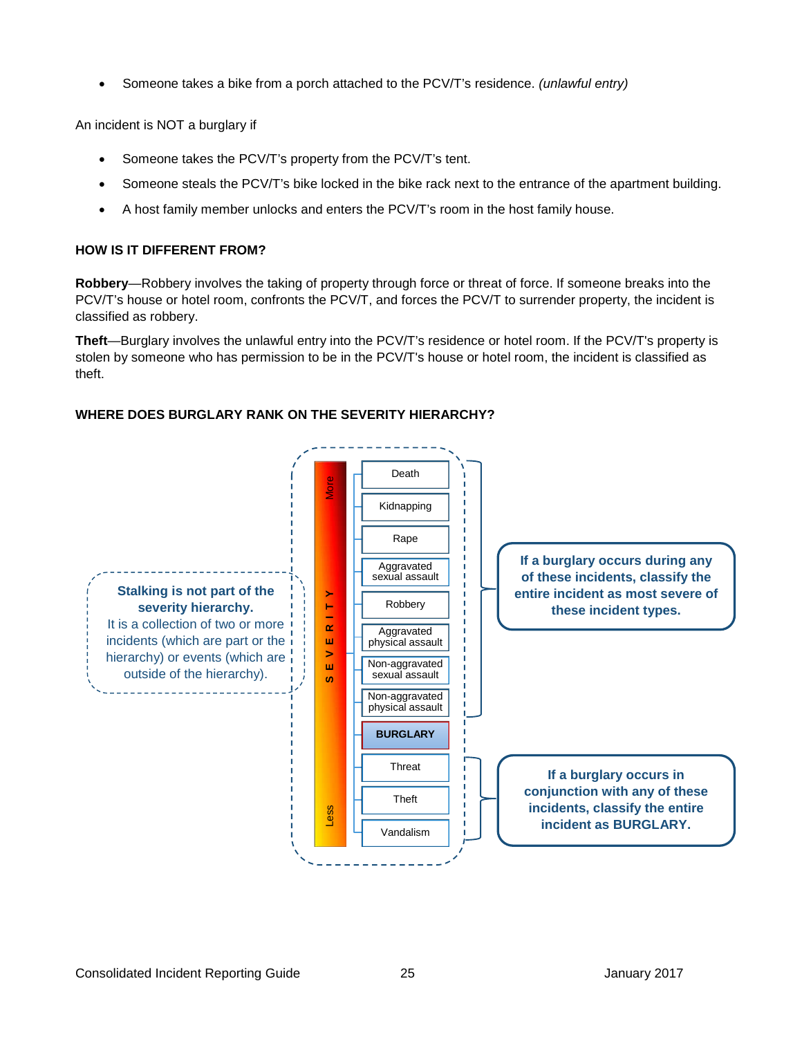- Someone takes a bike from a porch attached to the PCV/T's residence. *(unlawful entry)*

An incident is NOT a burglary if

- Someone takes the PCV/T's property from the PCV/T's tent.
- Someone steals the PCV/T's bike locked in the bike rack next to the entrance of the apartment building.
- A host family member unlocks and enters the PCV/T's room in the host family house.

### HOW IS IT DIFFERENT FROM?

**Robbery**—Robbery involves the taking of property through force or threat of force. If someone breaks into the PCV/T's house or hotel room, confronts the PCV/T, and forces the PCV/T to surrender property, the incident is classified as robbery.

**Theft**—Burglary involves the unlawful entry into the PCV/T's residence or hotel room. If the PCV/T's property is stolen by someone who has permission to be in the PCV/T's house or hotel room, the incident is classified as theft.

### WHERE DOES BURGLARY RANK ON THE SEVERITY HIERARCHY?

**Stalking is not part of the severity hierarchy.** It is a collection of two or more incidents (which are part or the hierarchy) or events (which are outside of the hierarchy).

SEVERITY (More → Less):

- Death
- Kidnapping
- Rape
- Aggravated sexual assault
- Robbery
- Aggravated physical assault
- Non-aggravated sexual assault
- Non-aggravated physical assault
- **BURGLARY**
- Threat
- Theft
- Vandalism

**If a burglary occurs during any of these incidents, classify the entire incident as most severe of these incident types.** (Death through Non-aggravated physical assault)

**If a burglary occurs in conjunction with any of these incidents, classify the entire incident as BURGLARY.** (Threat, Theft, Vandalism)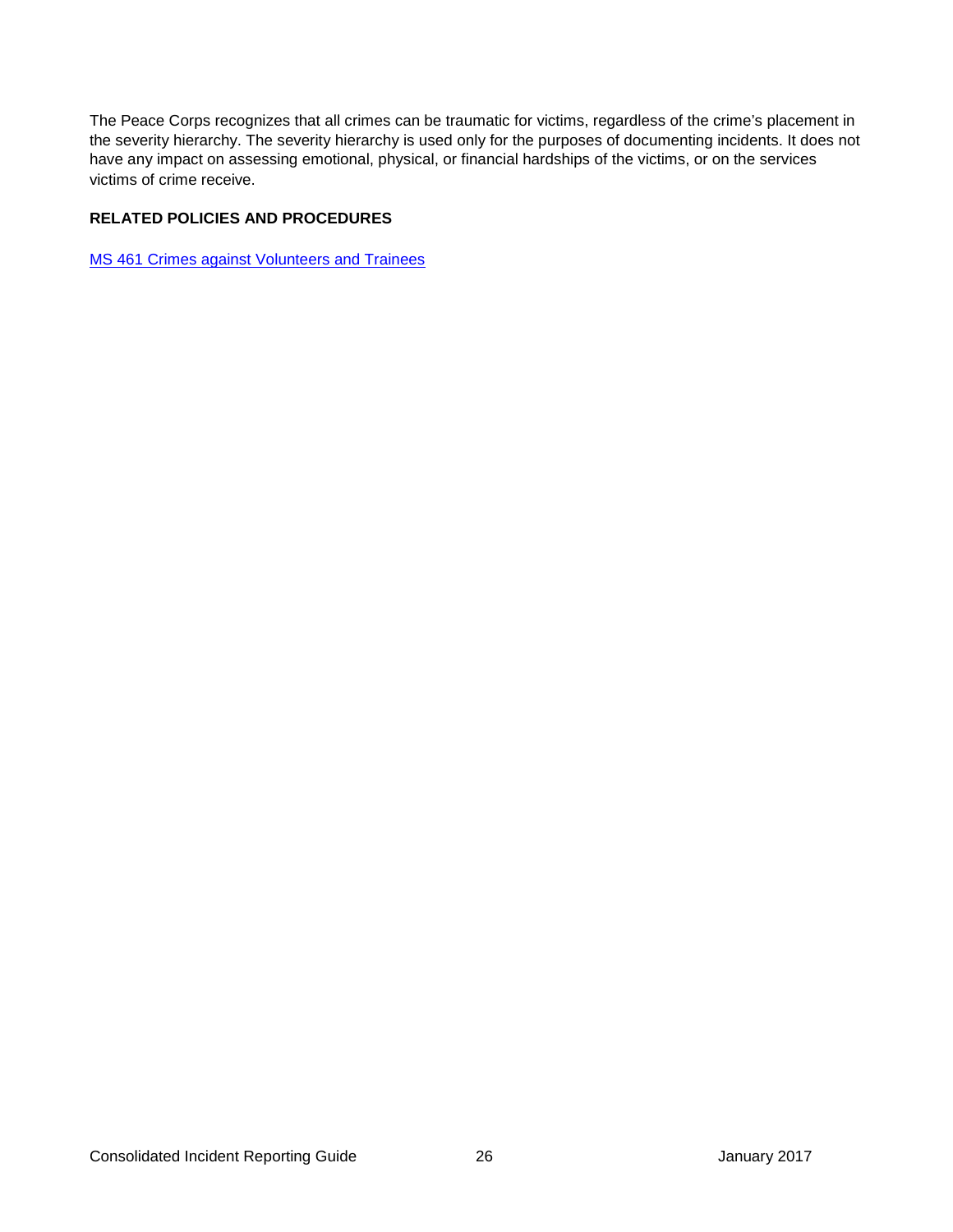The Peace Corps recognizes that all crimes can be traumatic for victims, regardless of the crime's placement in the severity hierarchy. The severity hierarchy is used only for the purposes of documenting incidents. It does not have any impact on assessing emotional, physical, or financial hardships of the victims, or on the services victims of crime receive.

**RELATED POLICIES AND PROCEDURES**

MS 461 Crimes against Volunteers and Trainees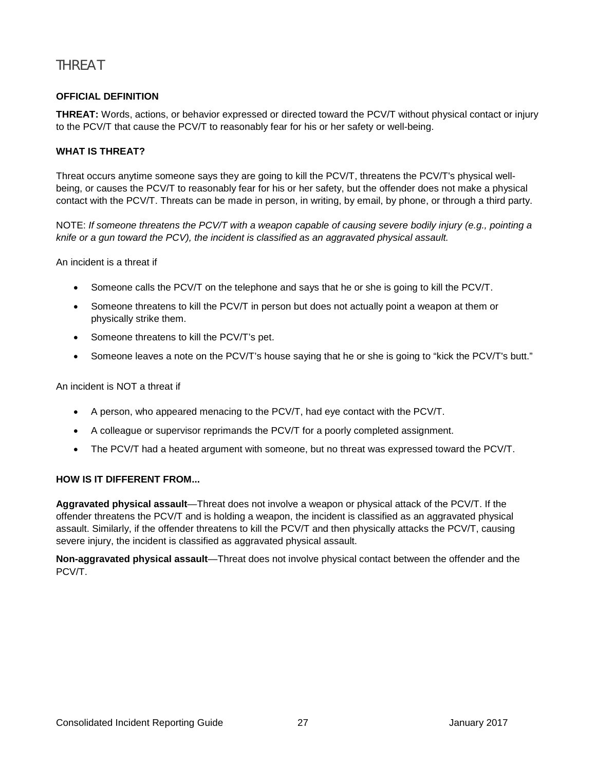# THREAT

**OFFICIAL DEFINITION**

**THREAT:** Words, actions, or behavior expressed or directed toward the PCV/T without physical contact or injury to the PCV/T that cause the PCV/T to reasonably fear for his or her safety or well-being.

**WHAT IS THREAT?**

Threat occurs anytime someone says they are going to kill the PCV/T, threatens the PCV/T's physical well-being, or causes the PCV/T to reasonably fear for his or her safety, but the offender does not make a physical contact with the PCV/T. Threats can be made in person, in writing, by email, by phone, or through a third party.

NOTE: *If someone threatens the PCV/T with a weapon capable of causing severe bodily injury (e.g., pointing a knife or a gun toward the PCV), the incident is classified as an aggravated physical assault.*

An incident is a threat if

- Someone calls the PCV/T on the telephone and says that he or she is going to kill the PCV/T.
- Someone threatens to kill the PCV/T in person but does not actually point a weapon at them or physically strike them.
- Someone threatens to kill the PCV/T's pet.
- Someone leaves a note on the PCV/T's house saying that he or she is going to "kick the PCV/T's butt."

An incident is NOT a threat if

- A person, who appeared menacing to the PCV/T, had eye contact with the PCV/T.
- A colleague or supervisor reprimands the PCV/T for a poorly completed assignment.
- The PCV/T had a heated argument with someone, but no threat was expressed toward the PCV/T.

**HOW IS IT DIFFERENT FROM...**

**Aggravated physical assault**—Threat does not involve a weapon or physical attack of the PCV/T. If the offender threatens the PCV/T and is holding a weapon, the incident is classified as an aggravated physical assault. Similarly, if the offender threatens to kill the PCV/T and then physically attacks the PCV/T, causing severe injury, the incident is classified as aggravated physical assault.

**Non-aggravated physical assault**—Threat does not involve physical contact between the offender and the PCV/T.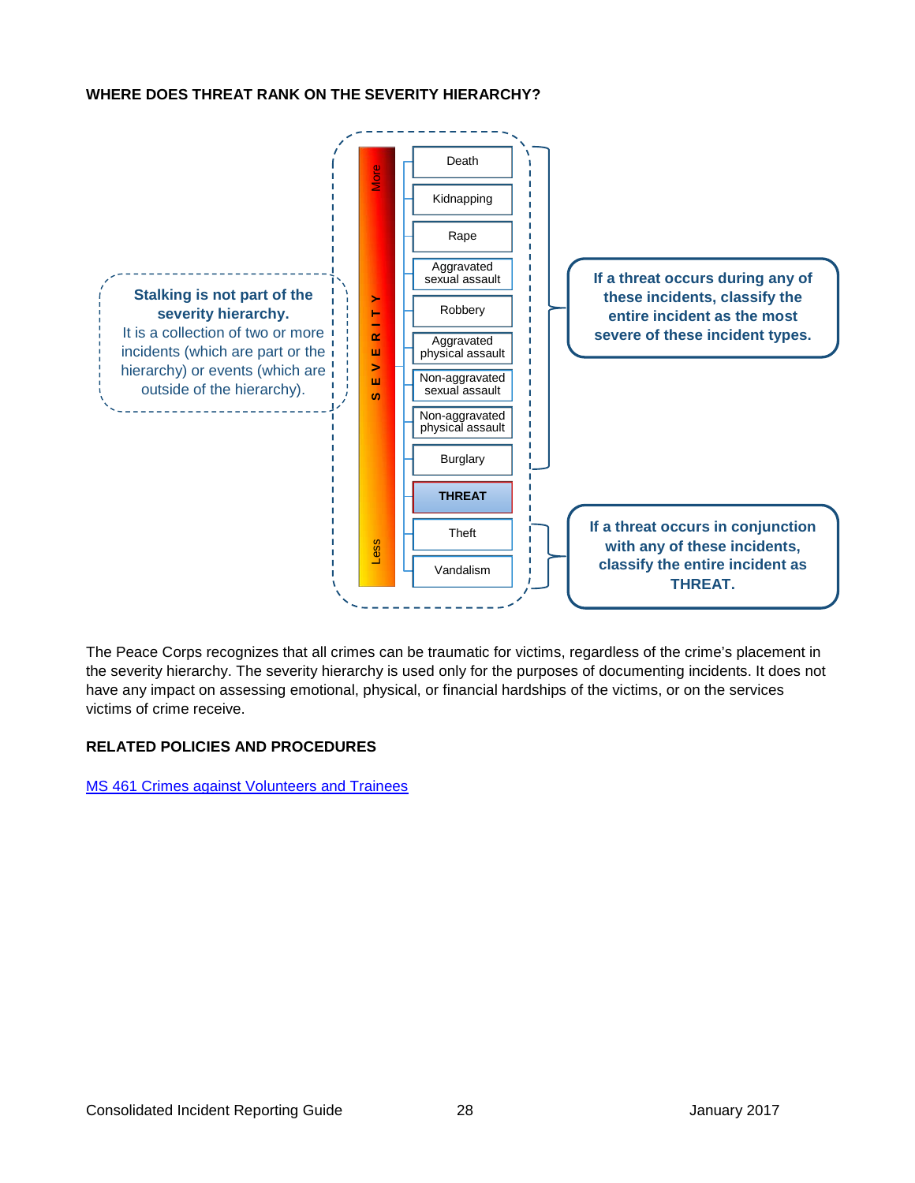**WHERE DOES THREAT RANK ON THE SEVERITY HIERARCHY?**

**Stalking is not part of the severity hierarchy.**
It is a collection of two or more incidents (which are part or the hierarchy) or events (which are outside of the hierarchy).

SEVERITY (More → Less)

- Death
- Kidnapping
- Rape
- Aggravated sexual assault
- Robbery
- Aggravated physical assault
- Non-aggravated sexual assault
- Non-aggravated physical assault
- Burglary
- **THREAT**
- Theft
- Vandalism

**If a threat occurs during any of these incidents, classify the entire incident as the most severe of these incident types.** (Death through Burglary)

**If a threat occurs in conjunction with any of these incidents, classify the entire incident as THREAT.** (Theft, Vandalism)

The Peace Corps recognizes that all crimes can be traumatic for victims, regardless of the crime's placement in the severity hierarchy. The severity hierarchy is used only for the purposes of documenting incidents. It does not have any impact on assessing emotional, physical, or financial hardships of the victims, or on the services victims of crime receive.

**RELATED POLICIES AND PROCEDURES**

MS 461 Crimes against Volunteers and Trainees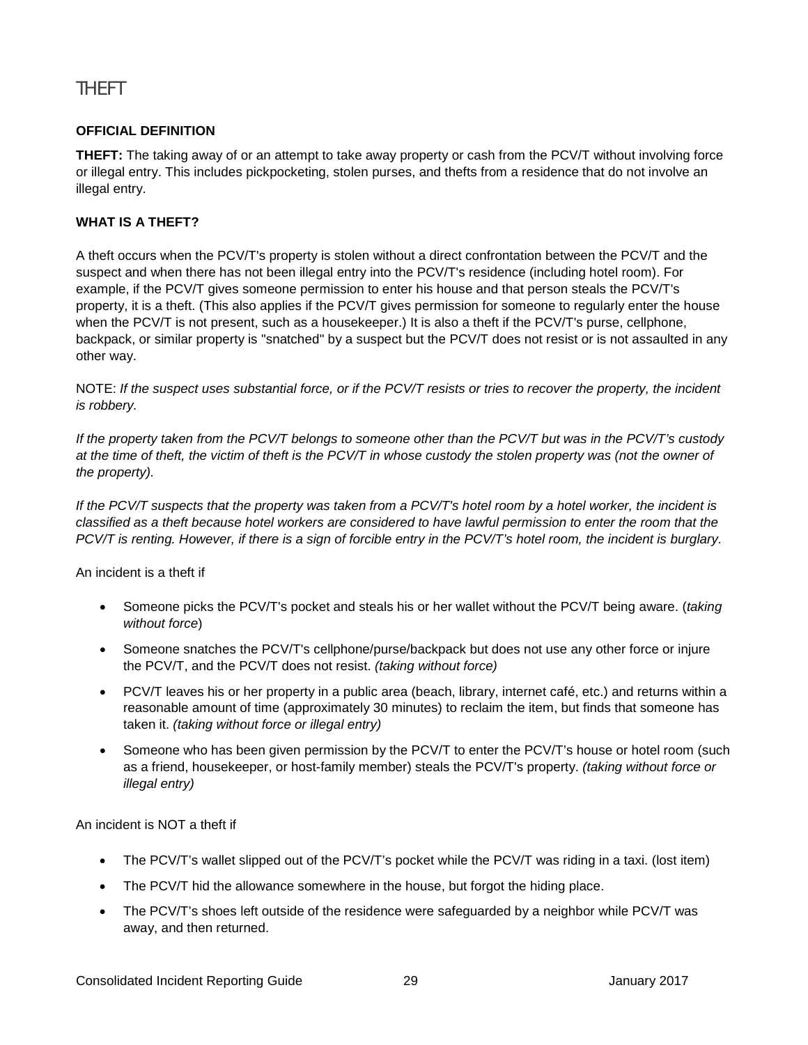# THEFT

**OFFICIAL DEFINITION**

**THEFT:** The taking away of or an attempt to take away property or cash from the PCV/T without involving force or illegal entry. This includes pickpocketing, stolen purses, and thefts from a residence that do not involve an illegal entry.

**WHAT IS A THEFT?**

A theft occurs when the PCV/T's property is stolen without a direct confrontation between the PCV/T and the suspect and when there has not been illegal entry into the PCV/T's residence (including hotel room). For example, if the PCV/T gives someone permission to enter his house and that person steals the PCV/T's property, it is a theft. (This also applies if the PCV/T gives permission for someone to regularly enter the house when the PCV/T is not present, such as a housekeeper.) It is also a theft if the PCV/T's purse, cellphone, backpack, or similar property is "snatched" by a suspect but the PCV/T does not resist or is not assaulted in any other way.

NOTE: *If the suspect uses substantial force, or if the PCV/T resists or tries to recover the property, the incident is robbery.*

*If the property taken from the PCV/T belongs to someone other than the PCV/T but was in the PCV/T's custody at the time of theft, the victim of theft is the PCV/T in whose custody the stolen property was (not the owner of the property).*

*If the PCV/T suspects that the property was taken from a PCV/T's hotel room by a hotel worker, the incident is classified as a theft because hotel workers are considered to have lawful permission to enter the room that the PCV/T is renting. However, if there is a sign of forcible entry in the PCV/T's hotel room, the incident is burglary.*

An incident is a theft if

- Someone picks the PCV/T's pocket and steals his or her wallet without the PCV/T being aware. (*taking without force*)
- Someone snatches the PCV/T's cellphone/purse/backpack but does not use any other force or injure the PCV/T, and the PCV/T does not resist. *(taking without force)*
- PCV/T leaves his or her property in a public area (beach, library, internet café, etc.) and returns within a reasonable amount of time (approximately 30 minutes) to reclaim the item, but finds that someone has taken it. *(taking without force or illegal entry)*
- Someone who has been given permission by the PCV/T to enter the PCV/T's house or hotel room (such as a friend, housekeeper, or host-family member) steals the PCV/T's property. *(taking without force or illegal entry)*

An incident is NOT a theft if

- The PCV/T's wallet slipped out of the PCV/T's pocket while the PCV/T was riding in a taxi. (lost item)
- The PCV/T hid the allowance somewhere in the house, but forgot the hiding place.
- The PCV/T's shoes left outside of the residence were safeguarded by a neighbor while PCV/T was away, and then returned.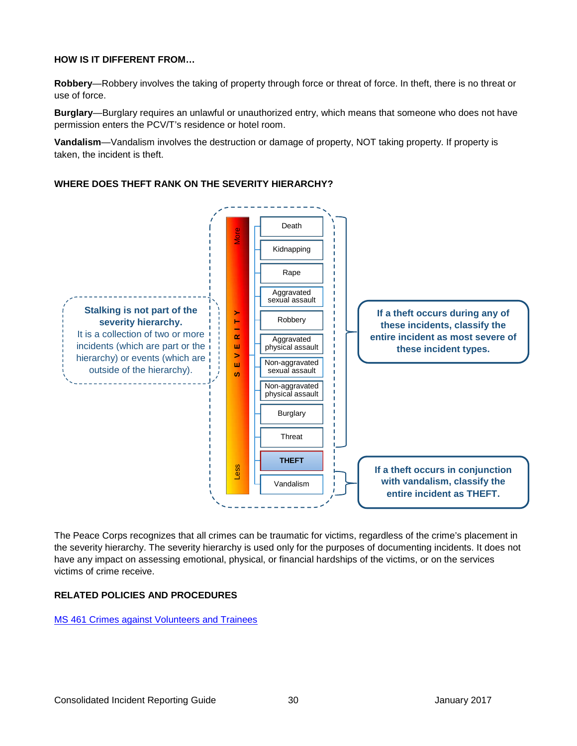**HOW IS IT DIFFERENT FROM…**

**Robbery**—Robbery involves the taking of property through force or threat of force. In theft, there is no threat or use of force.

**Burglary**—Burglary requires an unlawful or unauthorized entry, which means that someone who does not have permission enters the PCV/T's residence or hotel room.

**Vandalism**—Vandalism involves the destruction or damage of property, NOT taking property. If property is taken, the incident is theft.

**WHERE DOES THEFT RANK ON THE SEVERITY HIERARCHY?**

SEVERITY (More → Less):

- Death
- Kidnapping
- Rape
- Aggravated sexual assault
- Robbery
- Aggravated physical assault
- Non-aggravated sexual assault
- Non-aggravated physical assault
- Burglary
- Threat
- **THEFT**
- Vandalism

**Stalking is not part of the severity hierarchy.** It is a collection of two or more incidents (which are part or the hierarchy) or events (which are outside of the hierarchy).

**If a theft occurs during any of these incidents, classify the entire incident as most severe of these incident types.** (Death through Threat)

**If a theft occurs in conjunction with vandalism, classify the entire incident as THEFT.**

The Peace Corps recognizes that all crimes can be traumatic for victims, regardless of the crime's placement in the severity hierarchy. The severity hierarchy is used only for the purposes of documenting incidents. It does not have any impact on assessing emotional, physical, or financial hardships of the victims, or on the services victims of crime receive.

**RELATED POLICIES AND PROCEDURES**

MS 461 Crimes against Volunteers and Trainees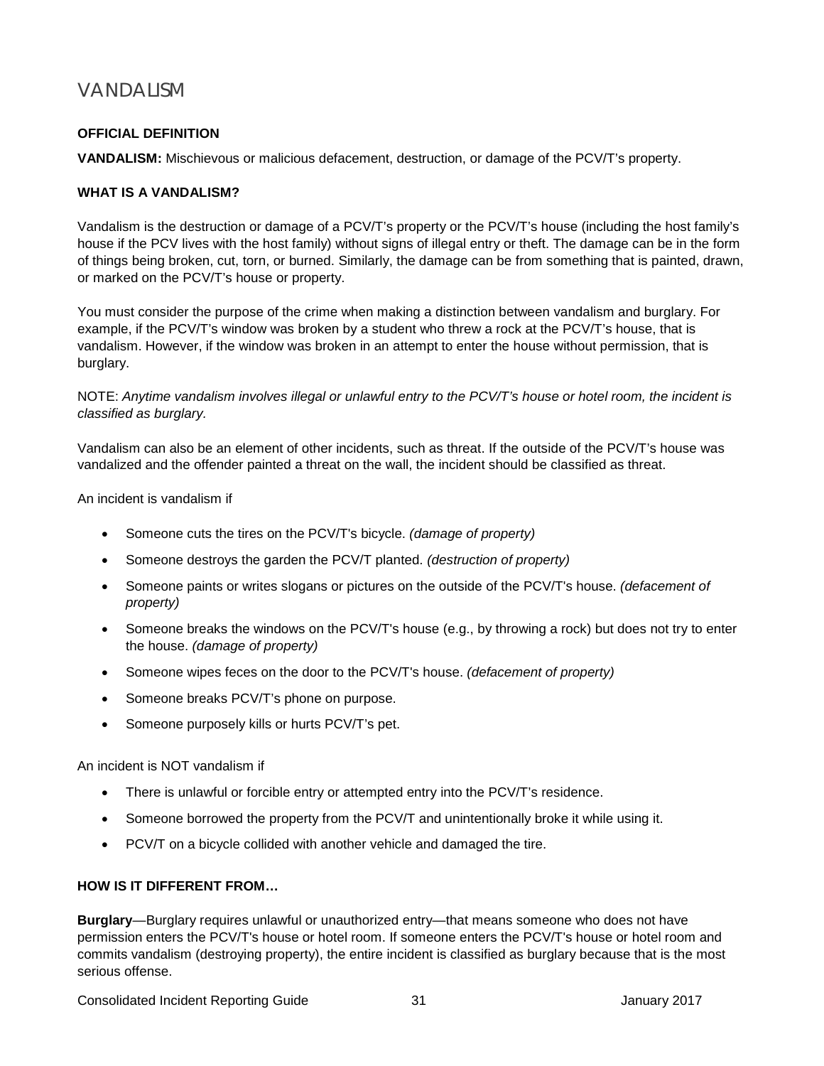# VANDALISM

**OFFICIAL DEFINITION**

**VANDALISM:** Mischievous or malicious defacement, destruction, or damage of the PCV/T's property.

**WHAT IS A VANDALISM?**

Vandalism is the destruction or damage of a PCV/T's property or the PCV/T's house (including the host family's house if the PCV lives with the host family) without signs of illegal entry or theft. The damage can be in the form of things being broken, cut, torn, or burned. Similarly, the damage can be from something that is painted, drawn, or marked on the PCV/T's house or property.

You must consider the purpose of the crime when making a distinction between vandalism and burglary. For example, if the PCV/T's window was broken by a student who threw a rock at the PCV/T's house, that is vandalism. However, if the window was broken in an attempt to enter the house without permission, that is burglary.

NOTE: *Anytime vandalism involves illegal or unlawful entry to the PCV/T's house or hotel room, the incident is classified as burglary.*

Vandalism can also be an element of other incidents, such as threat. If the outside of the PCV/T's house was vandalized and the offender painted a threat on the wall, the incident should be classified as threat.

An incident is vandalism if

- Someone cuts the tires on the PCV/T's bicycle. *(damage of property)*
- Someone destroys the garden the PCV/T planted. *(destruction of property)*
- Someone paints or writes slogans or pictures on the outside of the PCV/T's house. *(defacement of property)*
- Someone breaks the windows on the PCV/T's house (e.g., by throwing a rock) but does not try to enter the house. *(damage of property)*
- Someone wipes feces on the door to the PCV/T's house. *(defacement of property)*
- Someone breaks PCV/T's phone on purpose.
- Someone purposely kills or hurts PCV/T's pet.

An incident is NOT vandalism if

- There is unlawful or forcible entry or attempted entry into the PCV/T's residence.
- Someone borrowed the property from the PCV/T and unintentionally broke it while using it.
- PCV/T on a bicycle collided with another vehicle and damaged the tire.

**HOW IS IT DIFFERENT FROM…**

**Burglary**—Burglary requires unlawful or unauthorized entry—that means someone who does not have permission enters the PCV/T's house or hotel room. If someone enters the PCV/T's house or hotel room and commits vandalism (destroying property), the entire incident is classified as burglary because that is the most serious offense.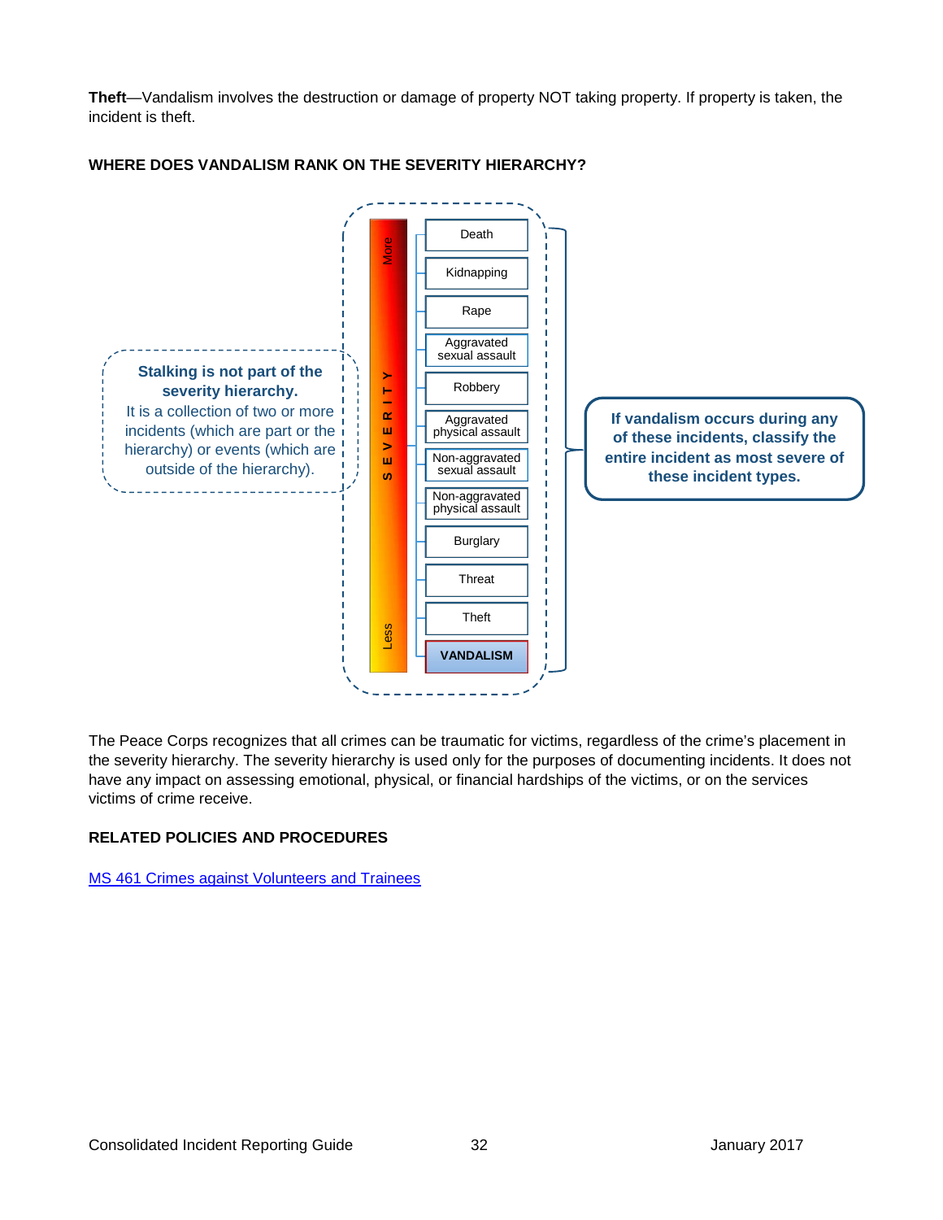**Theft**—Vandalism involves the destruction or damage of property NOT taking property. If property is taken, the incident is theft.

### WHERE DOES VANDALISM RANK ON THE SEVERITY HIERARCHY?

**Stalking is not part of the severity hierarchy.**
It is a collection of two or more incidents (which are part or the hierarchy) or events (which are outside of the hierarchy).

SEVERITY (More → Less)

- Death
- Kidnapping
- Rape
- Aggravated sexual assault
- Robbery
- Aggravated physical assault
- Non-aggravated sexual assault
- Non-aggravated physical assault
- Burglary
- Threat
- Theft
- **VANDALISM**

**If vandalism occurs during any of these incidents, classify the entire incident as most severe of these incident types.**

The Peace Corps recognizes that all crimes can be traumatic for victims, regardless of the crime's placement in the severity hierarchy. The severity hierarchy is used only for the purposes of documenting incidents. It does not have any impact on assessing emotional, physical, or financial hardships of the victims, or on the services victims of crime receive.

### RELATED POLICIES AND PROCEDURES

[MS 461 Crimes against Volunteers and Trainees]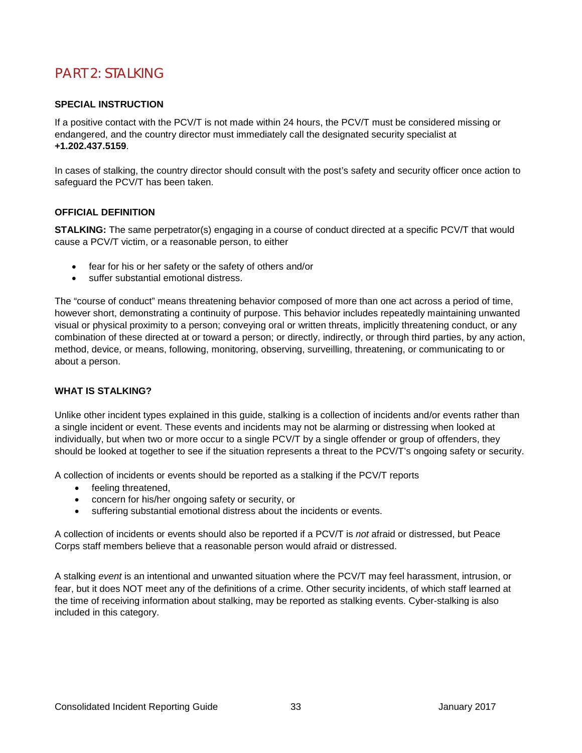# PART 2: STALKING

### SPECIAL INSTRUCTION

If a positive contact with the PCV/T is not made within 24 hours, the PCV/T must be considered missing or endangered, and the country director must immediately call the designated security specialist at **+1.202.437.5159**.

In cases of stalking, the country director should consult with the post's safety and security officer once action to safeguard the PCV/T has been taken.

### OFFICIAL DEFINITION

**STALKING:** The same perpetrator(s) engaging in a course of conduct directed at a specific PCV/T that would cause a PCV/T victim, or a reasonable person, to either

- fear for his or her safety or the safety of others and/or
- suffer substantial emotional distress.

The "course of conduct" means threatening behavior composed of more than one act across a period of time, however short, demonstrating a continuity of purpose. This behavior includes repeatedly maintaining unwanted visual or physical proximity to a person; conveying oral or written threats, implicitly threatening conduct, or any combination of these directed at or toward a person; or directly, indirectly, or through third parties, by any action, method, device, or means, following, monitoring, observing, surveilling, threatening, or communicating to or about a person.

### WHAT IS STALKING?

Unlike other incident types explained in this guide, stalking is a collection of incidents and/or events rather than a single incident or event. These events and incidents may not be alarming or distressing when looked at individually, but when two or more occur to a single PCV/T by a single offender or group of offenders, they should be looked at together to see if the situation represents a threat to the PCV/T's ongoing safety or security.

A collection of incidents or events should be reported as a stalking if the PCV/T reports

- feeling threatened,
- concern for his/her ongoing safety or security, or
- suffering substantial emotional distress about the incidents or events.

A collection of incidents or events should also be reported if a PCV/T is *not* afraid or distressed, but Peace Corps staff members believe that a reasonable person would afraid or distressed.

A stalking *event* is an intentional and unwanted situation where the PCV/T may feel harassment, intrusion, or fear, but it does NOT meet any of the definitions of a crime. Other security incidents, of which staff learned at the time of receiving information about stalking, may be reported as stalking events. Cyber-stalking is also included in this category.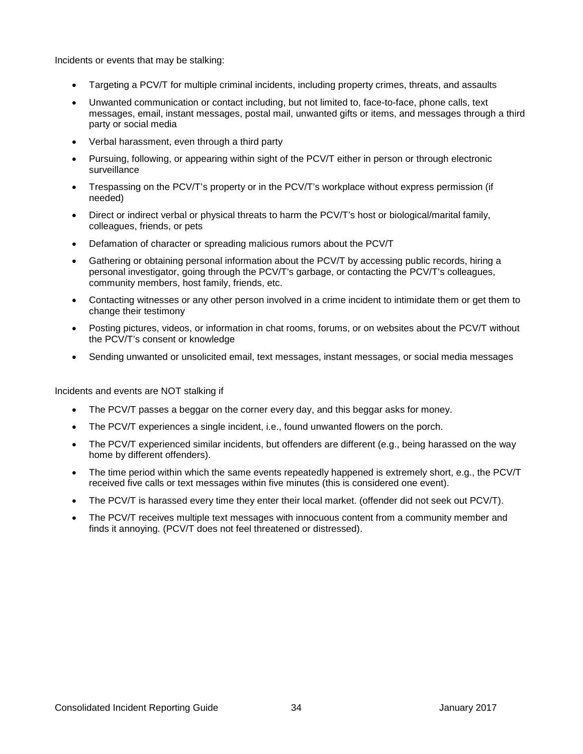Incidents or events that may be stalking:

- Targeting a PCV/T for multiple criminal incidents, including property crimes, threats, and assaults
- Unwanted communication or contact including, but not limited to, face-to-face, phone calls, text messages, email, instant messages, postal mail, unwanted gifts or items, and messages through a third party or social media
- Verbal harassment, even through a third party
- Pursuing, following, or appearing within sight of the PCV/T either in person or through electronic surveillance
- Trespassing on the PCV/T's property or in the PCV/T's workplace without express permission (if needed)
- Direct or indirect verbal or physical threats to harm the PCV/T's host or biological/marital family, colleagues, friends, or pets
- Defamation of character or spreading malicious rumors about the PCV/T
- Gathering or obtaining personal information about the PCV/T by accessing public records, hiring a personal investigator, going through the PCV/T's garbage, or contacting the PCV/T's colleagues, community members, host family, friends, etc.
- Contacting witnesses or any other person involved in a crime incident to intimidate them or get them to change their testimony
- Posting pictures, videos, or information in chat rooms, forums, or on websites about the PCV/T without the PCV/T's consent or knowledge
- Sending unwanted or unsolicited email, text messages, instant messages, or social media messages

Incidents and events are NOT stalking if

- The PCV/T passes a beggar on the corner every day, and this beggar asks for money.
- The PCV/T experiences a single incident, i.e., found unwanted flowers on the porch.
- The PCV/T experienced similar incidents, but offenders are different (e.g., being harassed on the way home by different offenders).
- The time period within which the same events repeatedly happened is extremely short, e.g., the PCV/T received five calls or text messages within five minutes (this is considered one event).
- The PCV/T is harassed every time they enter their local market. (offender did not seek out PCV/T).
- The PCV/T receives multiple text messages with innocuous content from a community member and finds it annoying. (PCV/T does not feel threatened or distressed).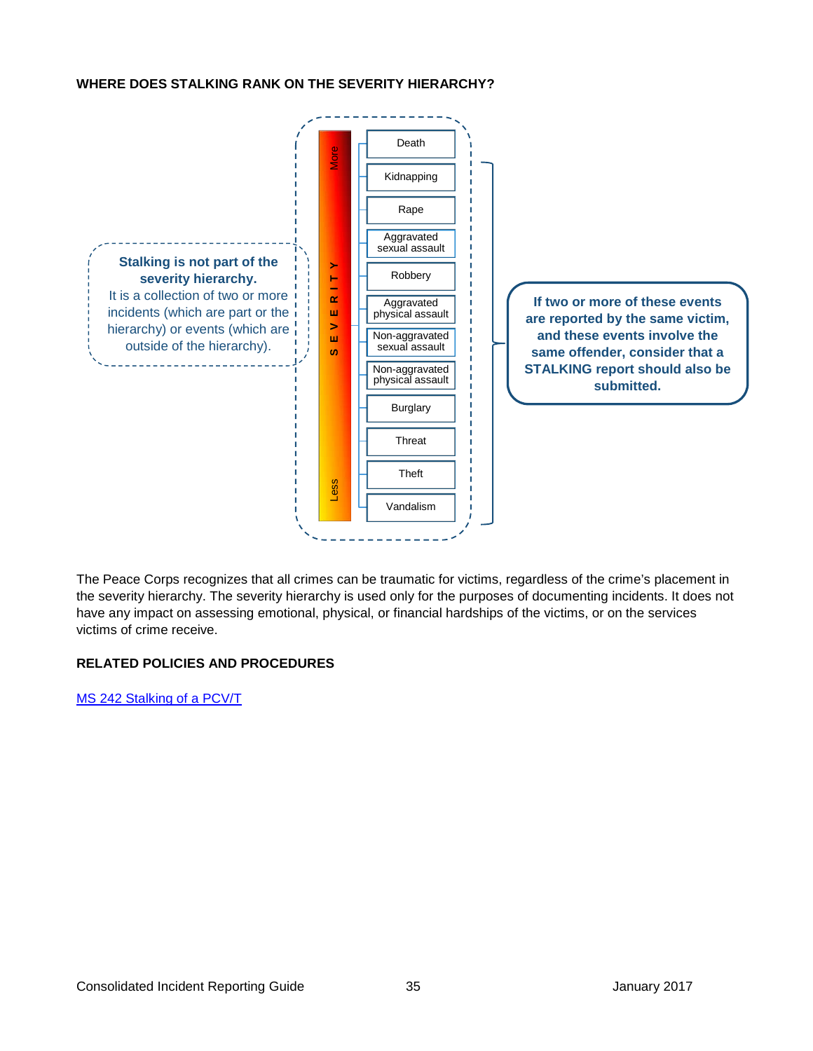**WHERE DOES STALKING RANK ON THE SEVERITY HIERARCHY?**

**Stalking is not part of the severity hierarchy.**
It is a collection of two or more incidents (which are part or the hierarchy) or events (which are outside of the hierarchy).

SEVERITY (More → Less)

- Death
- Kidnapping
- Rape
- Aggravated sexual assault
- Robbery
- Aggravated physical assault
- Non-aggravated sexual assault
- Non-aggravated physical assault
- Burglary
- Threat
- Theft
- Vandalism

**If two or more of these events are reported by the same victim, and these events involve the same offender, consider that a STALKING report should also be submitted.**

The Peace Corps recognizes that all crimes can be traumatic for victims, regardless of the crime's placement in the severity hierarchy. The severity hierarchy is used only for the purposes of documenting incidents. It does not have any impact on assessing emotional, physical, or financial hardships of the victims, or on the services victims of crime receive.

**RELATED POLICIES AND PROCEDURES**

MS 242 Stalking of a PCV/T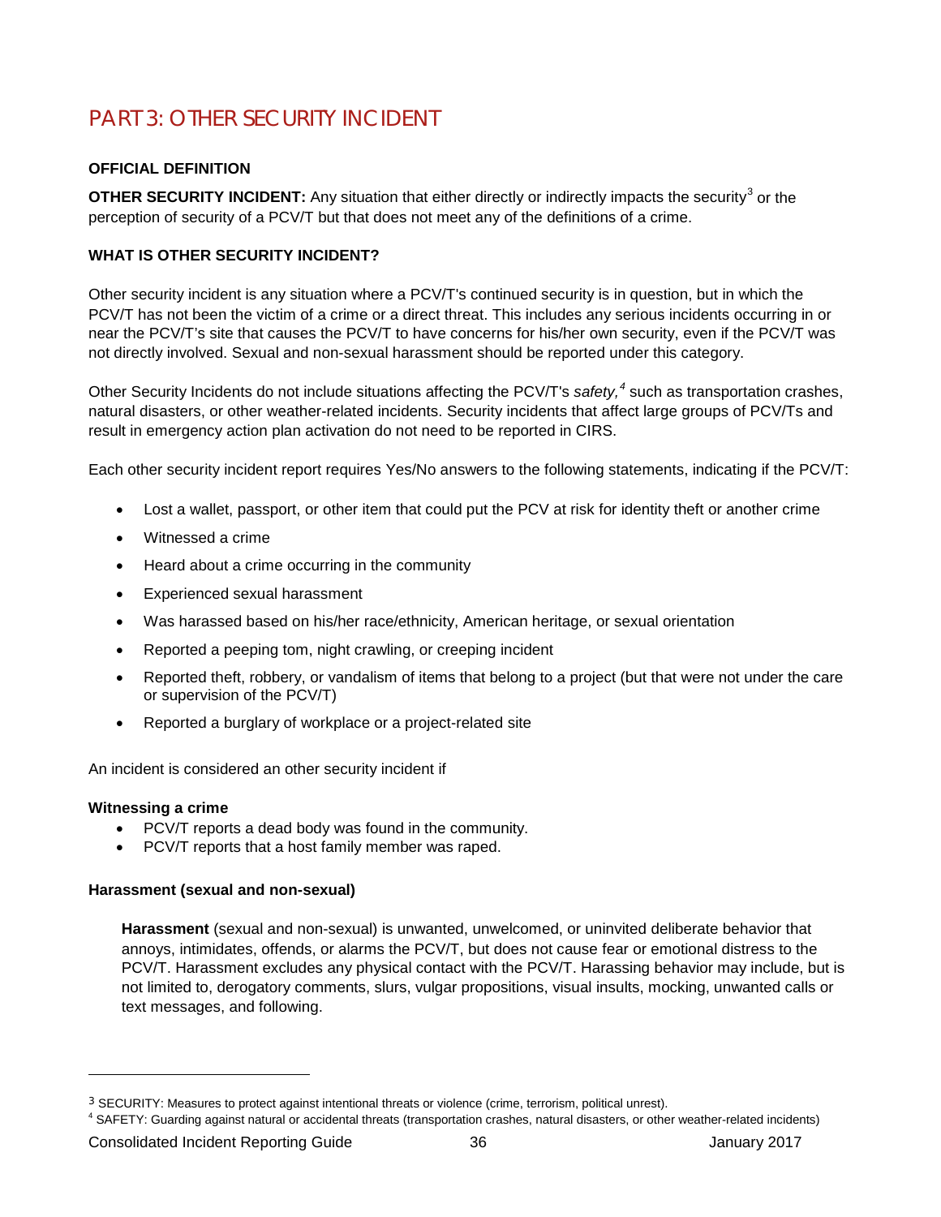# PART 3: OTHER SECURITY INCIDENT

**OFFICIAL DEFINITION**

**OTHER SECURITY INCIDENT:** Any situation that either directly or indirectly impacts the security[3] or the perception of security of a PCV/T but that does not meet any of the definitions of a crime.

**WHAT IS OTHER SECURITY INCIDENT?**

Other security incident is any situation where a PCV/T's continued security is in question, but in which the PCV/T has not been the victim of a crime or a direct threat. This includes any serious incidents occurring in or near the PCV/T's site that causes the PCV/T to have concerns for his/her own security, even if the PCV/T was not directly involved. Sexual and non-sexual harassment should be reported under this category.

Other Security Incidents do not include situations affecting the PCV/T's *safety,*[4] such as transportation crashes, natural disasters, or other weather-related incidents. Security incidents that affect large groups of PCV/Ts and result in emergency action plan activation do not need to be reported in CIRS.

Each other security incident report requires Yes/No answers to the following statements, indicating if the PCV/T:

- Lost a wallet, passport, or other item that could put the PCV at risk for identity theft or another crime
- Witnessed a crime
- Heard about a crime occurring in the community
- Experienced sexual harassment
- Was harassed based on his/her race/ethnicity, American heritage, or sexual orientation
- Reported a peeping tom, night crawling, or creeping incident
- Reported theft, robbery, or vandalism of items that belong to a project (but that were not under the care or supervision of the PCV/T)
- Reported a burglary of workplace or a project-related site

An incident is considered an other security incident if

**Witnessing a crime**

- PCV/T reports a dead body was found in the community.
- PCV/T reports that a host family member was raped.

**Harassment (sexual and non-sexual)**

**Harassment** (sexual and non-sexual) is unwanted, unwelcomed, or uninvited deliberate behavior that annoys, intimidates, offends, or alarms the PCV/T, but does not cause fear or emotional distress to the PCV/T. Harassment excludes any physical contact with the PCV/T. Harassing behavior may include, but is not limited to, derogatory comments, slurs, vulgar propositions, visual insults, mocking, unwanted calls or text messages, and following.

---

[3] SECURITY: Measures to protect against intentional threats or violence (crime, terrorism, political unrest).

[4] SAFETY: Guarding against natural or accidental threats (transportation crashes, natural disasters, or other weather-related incidents)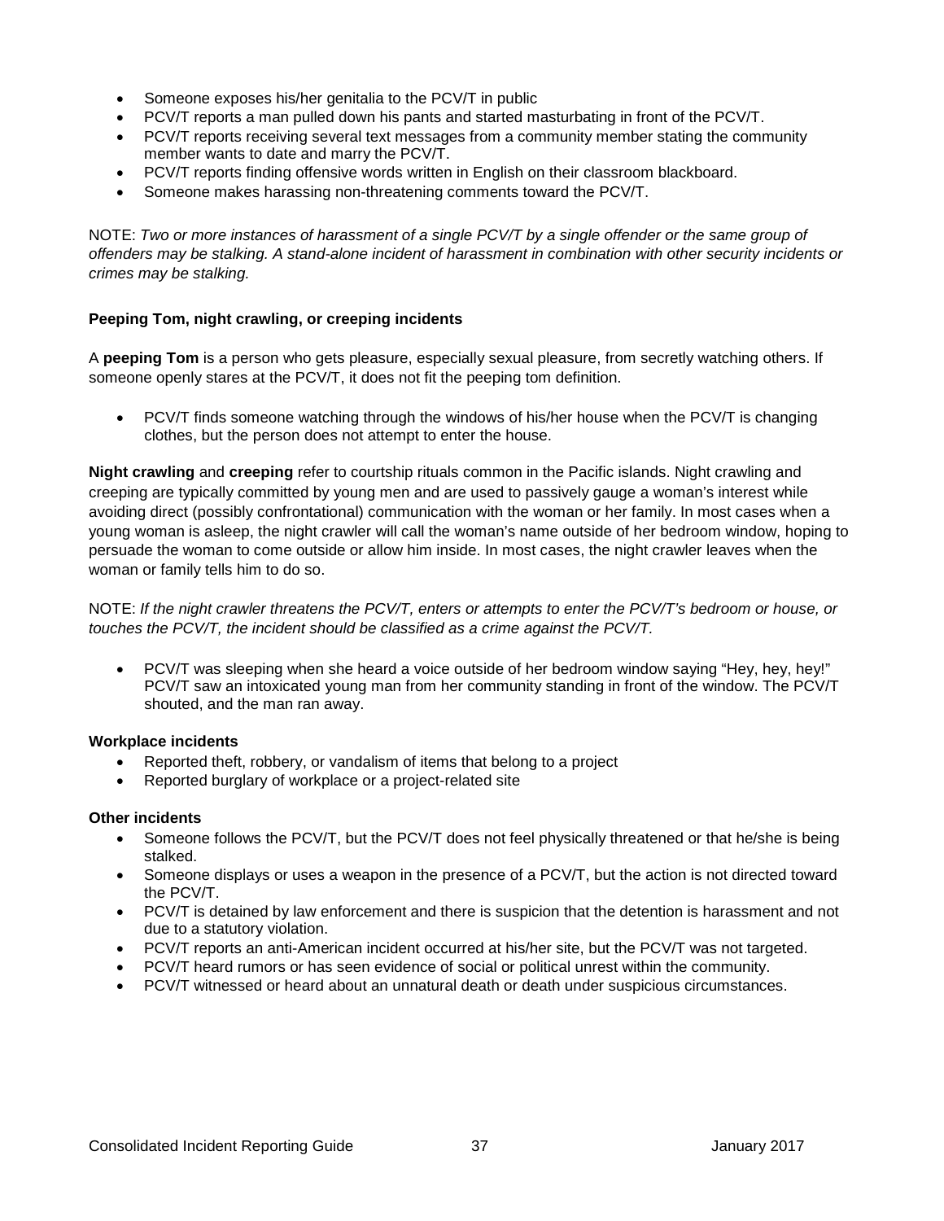- Someone exposes his/her genitalia to the PCV/T in public
- PCV/T reports a man pulled down his pants and started masturbating in front of the PCV/T.
- PCV/T reports receiving several text messages from a community member stating the community member wants to date and marry the PCV/T.
- PCV/T reports finding offensive words written in English on their classroom blackboard.
- Someone makes harassing non-threatening comments toward the PCV/T.

NOTE: *Two or more instances of harassment of a single PCV/T by a single offender or the same group of offenders may be stalking. A stand-alone incident of harassment in combination with other security incidents or crimes may be stalking.*

**Peeping Tom, night crawling, or creeping incidents**

A **peeping Tom** is a person who gets pleasure, especially sexual pleasure, from secretly watching others. If someone openly stares at the PCV/T, it does not fit the peeping tom definition.

- PCV/T finds someone watching through the windows of his/her house when the PCV/T is changing clothes, but the person does not attempt to enter the house.

**Night crawling** and **creeping** refer to courtship rituals common in the Pacific islands. Night crawling and creeping are typically committed by young men and are used to passively gauge a woman's interest while avoiding direct (possibly confrontational) communication with the woman or her family. In most cases when a young woman is asleep, the night crawler will call the woman's name outside of her bedroom window, hoping to persuade the woman to come outside or allow him inside. In most cases, the night crawler leaves when the woman or family tells him to do so.

NOTE: *If the night crawler threatens the PCV/T, enters or attempts to enter the PCV/T's bedroom or house, or touches the PCV/T, the incident should be classified as a crime against the PCV/T.*

- PCV/T was sleeping when she heard a voice outside of her bedroom window saying "Hey, hey, hey!" PCV/T saw an intoxicated young man from her community standing in front of the window. The PCV/T shouted, and the man ran away.

**Workplace incidents**

- Reported theft, robbery, or vandalism of items that belong to a project
- Reported burglary of workplace or a project-related site

**Other incidents**

- Someone follows the PCV/T, but the PCV/T does not feel physically threatened or that he/she is being stalked.
- Someone displays or uses a weapon in the presence of a PCV/T, but the action is not directed toward the PCV/T.
- PCV/T is detained by law enforcement and there is suspicion that the detention is harassment and not due to a statutory violation.
- PCV/T reports an anti-American incident occurred at his/her site, but the PCV/T was not targeted.
- PCV/T heard rumors or has seen evidence of social or political unrest within the community.
- PCV/T witnessed or heard about an unnatural death or death under suspicious circumstances.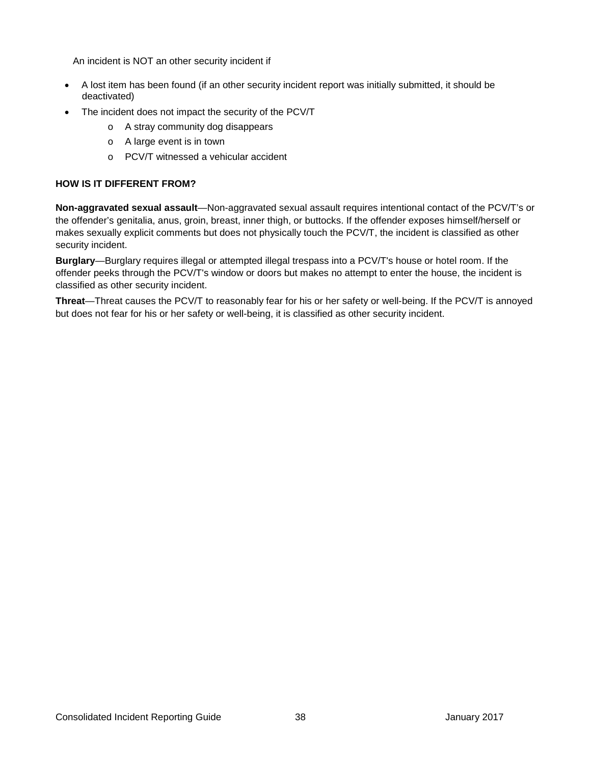An incident is NOT an other security incident if

- A lost item has been found (if an other security incident report was initially submitted, it should be deactivated)
- The incident does not impact the security of the PCV/T
    - A stray community dog disappears
    - A large event is in town
    - PCV/T witnessed a vehicular accident

**HOW IS IT DIFFERENT FROM?**

**Non-aggravated sexual assault**—Non-aggravated sexual assault requires intentional contact of the PCV/T's or the offender's genitalia, anus, groin, breast, inner thigh, or buttocks. If the offender exposes himself/herself or makes sexually explicit comments but does not physically touch the PCV/T, the incident is classified as other security incident.

**Burglary**—Burglary requires illegal or attempted illegal trespass into a PCV/T's house or hotel room. If the offender peeks through the PCV/T's window or doors but makes no attempt to enter the house, the incident is classified as other security incident.

**Threat**—Threat causes the PCV/T to reasonably fear for his or her safety or well-being. If the PCV/T is annoyed but does not fear for his or her safety or well-being, it is classified as other security incident.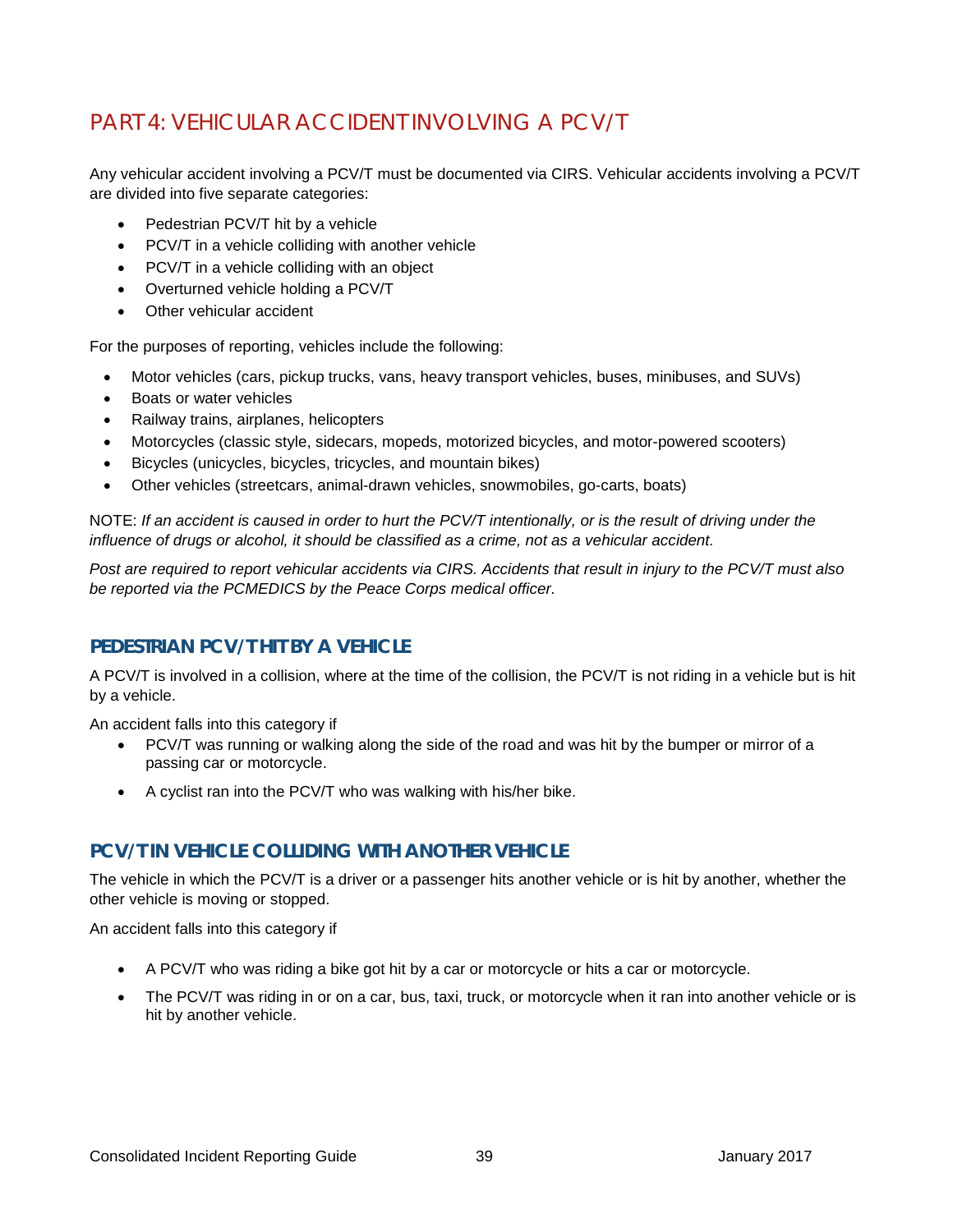## PART 4: VEHICULAR ACCIDENT INVOLVING A PCV/T

Any vehicular accident involving a PCV/T must be documented via CIRS. Vehicular accidents involving a PCV/T are divided into five separate categories:

- Pedestrian PCV/T hit by a vehicle
- PCV/T in a vehicle colliding with another vehicle
- PCV/T in a vehicle colliding with an object
- Overturned vehicle holding a PCV/T
- Other vehicular accident

For the purposes of reporting, vehicles include the following:

- Motor vehicles (cars, pickup trucks, vans, heavy transport vehicles, buses, minibuses, and SUVs)
- Boats or water vehicles
- Railway trains, airplanes, helicopters
- Motorcycles (classic style, sidecars, mopeds, motorized bicycles, and motor-powered scooters)
- Bicycles (unicycles, bicycles, tricycles, and mountain bikes)
- Other vehicles (streetcars, animal-drawn vehicles, snowmobiles, go-carts, boats)

NOTE: *If an accident is caused in order to hurt the PCV/T intentionally, or is the result of driving under the influence of drugs or alcohol, it should be classified as a crime, not as a vehicular accident.*

*Post are required to report vehicular accidents via CIRS. Accidents that result in injury to the PCV/T must also be reported via the PCMEDICS by the Peace Corps medical officer.*

### PEDESTRIAN PCV/T HIT BY A VEHICLE

A PCV/T is involved in a collision, where at the time of the collision, the PCV/T is not riding in a vehicle but is hit by a vehicle.

An accident falls into this category if

- PCV/T was running or walking along the side of the road and was hit by the bumper or mirror of a passing car or motorcycle.
- A cyclist ran into the PCV/T who was walking with his/her bike.

### PCV/T IN VEHICLE COLLIDING WITH ANOTHER VEHICLE

The vehicle in which the PCV/T is a driver or a passenger hits another vehicle or is hit by another, whether the other vehicle is moving or stopped.

An accident falls into this category if

- A PCV/T who was riding a bike got hit by a car or motorcycle or hits a car or motorcycle.
- The PCV/T was riding in or on a car, bus, taxi, truck, or motorcycle when it ran into another vehicle or is hit by another vehicle.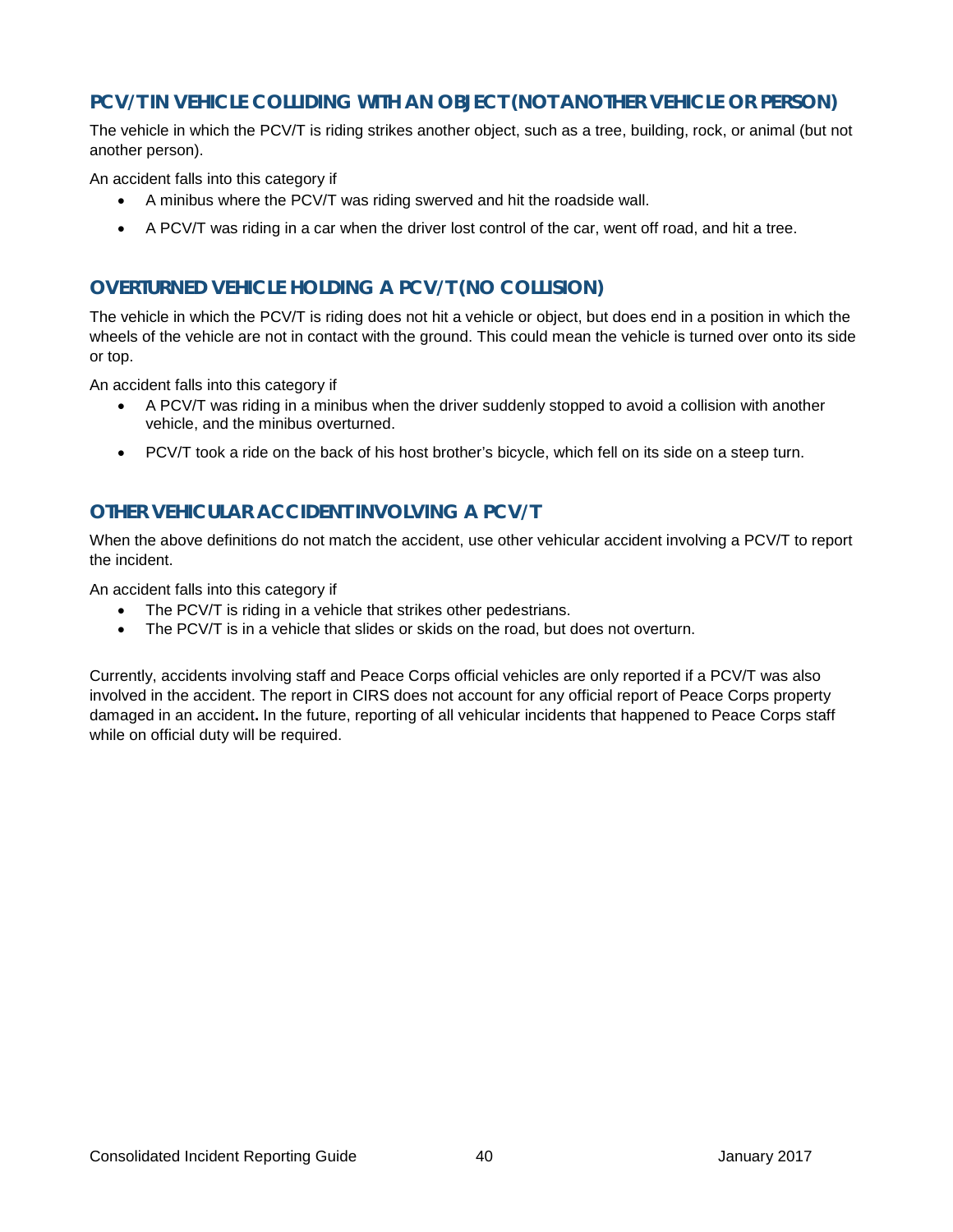### PCV/T IN VEHICLE COLLIDING WITH AN OBJECT (NOT ANOTHER VEHICLE OR PERSON)

The vehicle in which the PCV/T is riding strikes another object, such as a tree, building, rock, or animal (but not another person).

An accident falls into this category if

- A minibus where the PCV/T was riding swerved and hit the roadside wall.
- A PCV/T was riding in a car when the driver lost control of the car, went off road, and hit a tree.

### OVERTURNED VEHICLE HOLDING A PCV/T (NO COLLISION)

The vehicle in which the PCV/T is riding does not hit a vehicle or object, but does end in a position in which the wheels of the vehicle are not in contact with the ground. This could mean the vehicle is turned over onto its side or top.

An accident falls into this category if

- A PCV/T was riding in a minibus when the driver suddenly stopped to avoid a collision with another vehicle, and the minibus overturned.
- PCV/T took a ride on the back of his host brother's bicycle, which fell on its side on a steep turn.

### OTHER VEHICULAR ACCIDENT INVOLVING A PCV/T

When the above definitions do not match the accident, use other vehicular accident involving a PCV/T to report the incident.

An accident falls into this category if

- The PCV/T is riding in a vehicle that strikes other pedestrians.
- The PCV/T is in a vehicle that slides or skids on the road, but does not overturn.

Currently, accidents involving staff and Peace Corps official vehicles are only reported if a PCV/T was also involved in the accident. The report in CIRS does not account for any official report of Peace Corps property damaged in an accident**.** In the future, reporting of all vehicular incidents that happened to Peace Corps staff while on official duty will be required.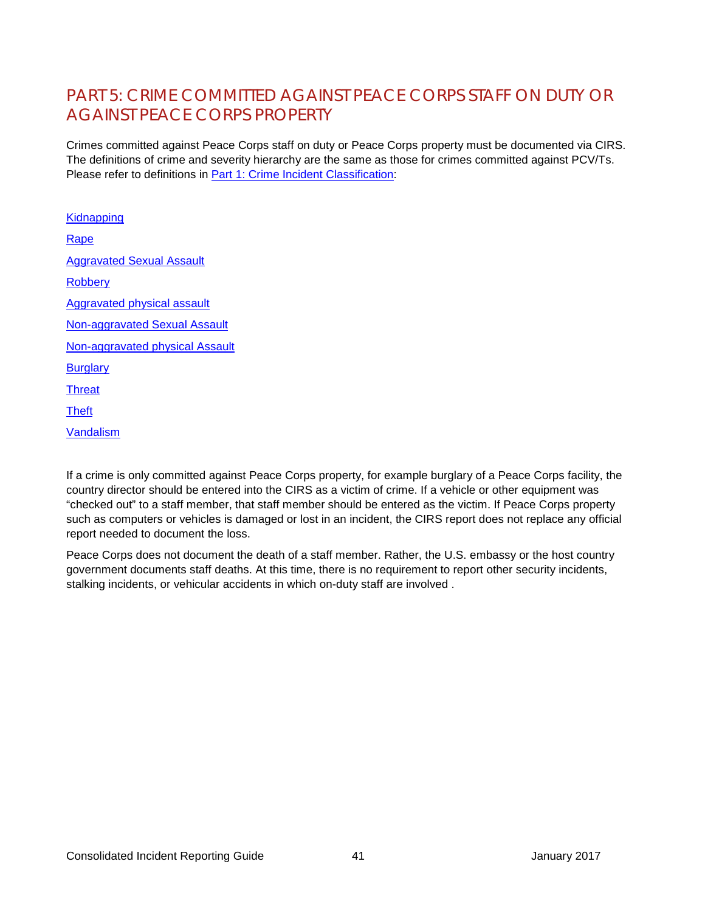# PART 5: CRIME COMMITTED AGAINST PEACE CORPS STAFF ON DUTY OR AGAINST PEACE CORPS PROPERTY

Crimes committed against Peace Corps staff on duty or Peace Corps property must be documented via CIRS. The definitions of crime and severity hierarchy are the same as those for crimes committed against PCV/Ts. Please refer to definitions in Part 1: Crime Incident Classification:

Kidnapping

Rape

Aggravated Sexual Assault

Robbery

Aggravated physical assault

Non-aggravated Sexual Assault

Non-aggravated physical Assault

Burglary

Threat

Theft

Vandalism

If a crime is only committed against Peace Corps property, for example burglary of a Peace Corps facility, the country director should be entered into the CIRS as a victim of crime. If a vehicle or other equipment was "checked out" to a staff member, that staff member should be entered as the victim. If Peace Corps property such as computers or vehicles is damaged or lost in an incident, the CIRS report does not replace any official report needed to document the loss.

Peace Corps does not document the death of a staff member. Rather, the U.S. embassy or the host country government documents staff deaths. At this time, there is no requirement to report other security incidents, stalking incidents, or vehicular accidents in which on-duty staff are involved .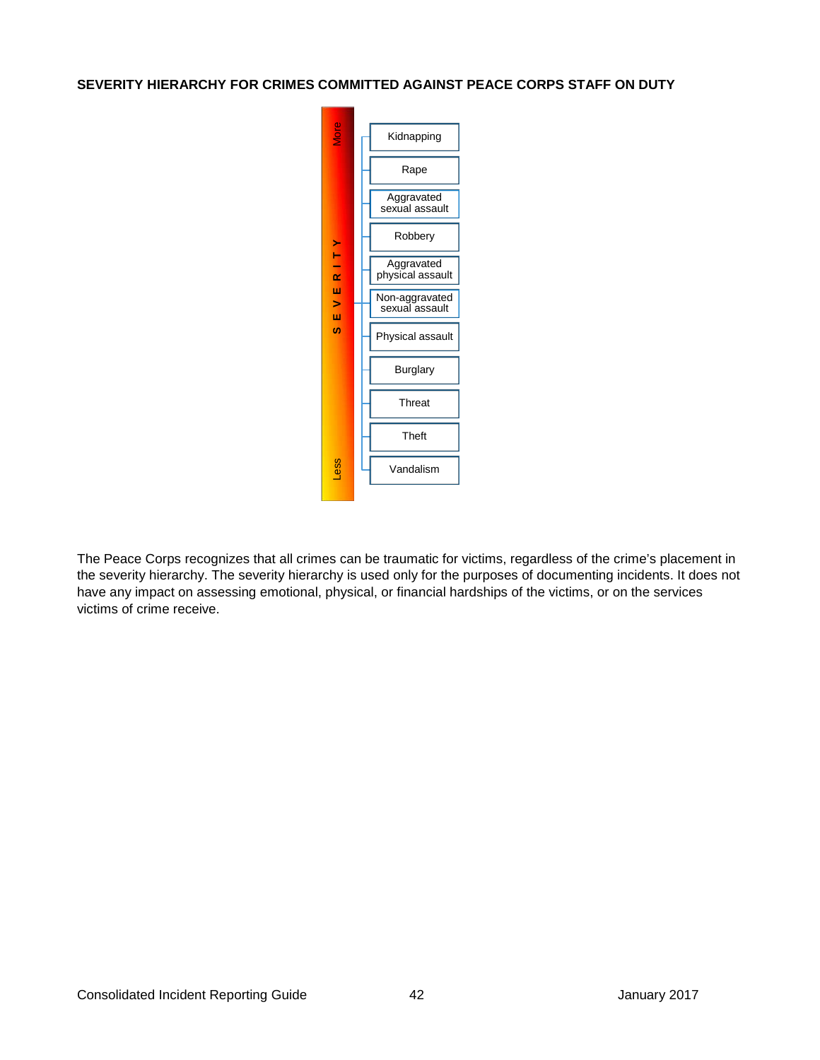**SEVERITY HIERARCHY FOR CRIMES COMMITTED AGAINST PEACE CORPS STAFF ON DUTY**

SEVERITY

More

Kidnapping

Rape

Aggravated sexual assault

Robbery

Aggravated physical assault

Non-aggravated sexual assault

Physical assault

Burglary

Threat

Theft

Vandalism

Less

The Peace Corps recognizes that all crimes can be traumatic for victims, regardless of the crime's placement in the severity hierarchy. The severity hierarchy is used only for the purposes of documenting incidents. It does not have any impact on assessing emotional, physical, or financial hardships of the victims, or on the services victims of crime receive.